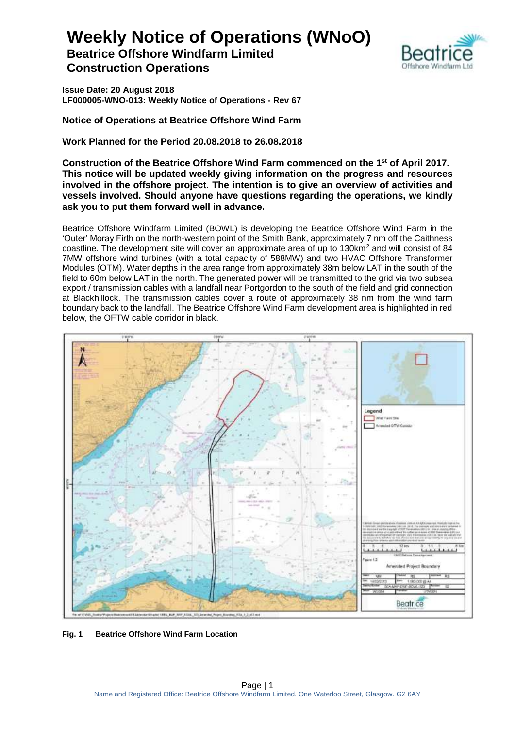# Weekly Notice of Operations (WNoO)

## Beatrice Offshore Windfarm Limited

## Construction Operations

**Issue Date: 20 August 2018**
**LF000005-WNO-013: Weekly Notice of Operations - Rev 67**

**Notice of Operations at Beatrice Offshore Wind Farm**

**Work Planned for the Period 20.08.2018 to 26.08.2018**

**Construction of the Beatrice Offshore Wind Farm commenced on the 1st of April 2017. This notice will be updated weekly giving information on the progress and resources involved in the offshore project. The intention is to give an overview of activities and vessels involved. Should anyone have questions regarding the operations, we kindly ask you to put them forward well in advance.**

Beatrice Offshore Windfarm Limited (BOWL) is developing the Beatrice Offshore Wind Farm in the 'Outer' Moray Firth on the north-western point of the Smith Bank, approximately 7 nm off the Caithness coastline. The development site will cover an approximate area of up to 130km$^2$ and will consist of 84 7MW offshore wind turbines (with a total capacity of 588MW) and two HVAC Offshore Transformer Modules (OTM). Water depths in the area range from approximately 38m below LAT in the south of the field to 60m below LAT in the north. The generated power will be transmitted to the grid via two subsea export / transmission cables with a landfall near Portgordon to the south of the field and grid connection at Blackhillock. The transmission cables cover a route of approximately 38 nm from the wind farm boundary back to the landfall. The Beatrice Offshore Wind Farm development area is highlighted in red below, the OFTW cable corridor in black.

**Fig. 1 Beatrice Offshore Wind Farm Location**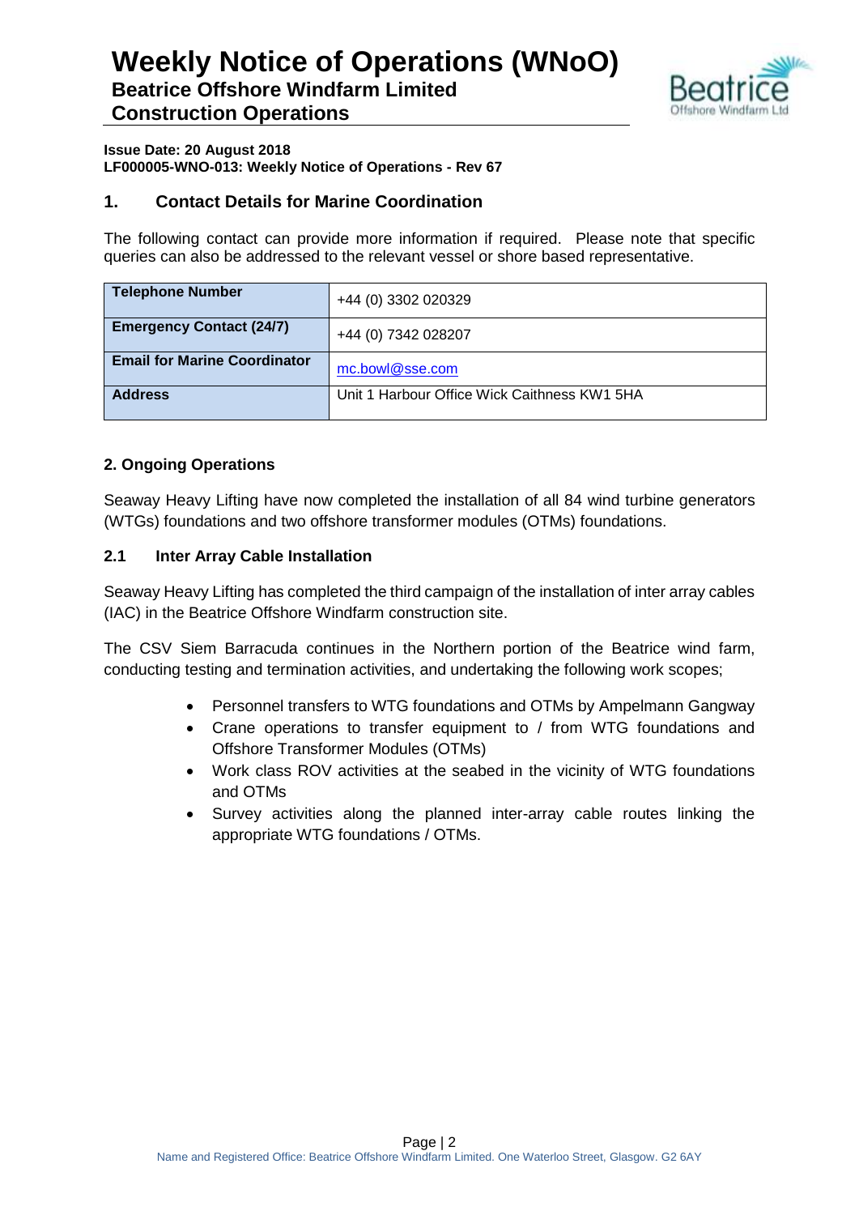# Weekly Notice of Operations (WNoO)

## Beatrice Offshore Windfarm Limited
## Construction Operations

**Issue Date: 20 August 2018**
**LF000005-WNO-013: Weekly Notice of Operations - Rev 67**

## 1. Contact Details for Marine Coordination

The following contact can provide more information if required. Please note that specific queries can also be addressed to the relevant vessel or shore based representative.

| | |
|---|---|
| **Telephone Number** | +44 (0) 3302 020329 |
| **Emergency Contact (24/7)** | +44 (0) 7342 028207 |
| **Email for Marine Coordinator** | mc.bowl@sse.com |
| **Address** | Unit 1 Harbour Office Wick Caithness KW1 5HA |

## 2. Ongoing Operations

Seaway Heavy Lifting have now completed the installation of all 84 wind turbine generators (WTGs) foundations and two offshore transformer modules (OTMs) foundations.

### 2.1 Inter Array Cable Installation

Seaway Heavy Lifting has completed the third campaign of the installation of inter array cables (IAC) in the Beatrice Offshore Windfarm construction site.

The CSV Siem Barracuda continues in the Northern portion of the Beatrice wind farm, conducting testing and termination activities, and undertaking the following work scopes;

- Personnel transfers to WTG foundations and OTMs by Ampelmann Gangway
- Crane operations to transfer equipment to / from WTG foundations and Offshore Transformer Modules (OTMs)
- Work class ROV activities at the seabed in the vicinity of WTG foundations and OTMs
- Survey activities along the planned inter-array cable routes linking the appropriate WTG foundations / OTMs.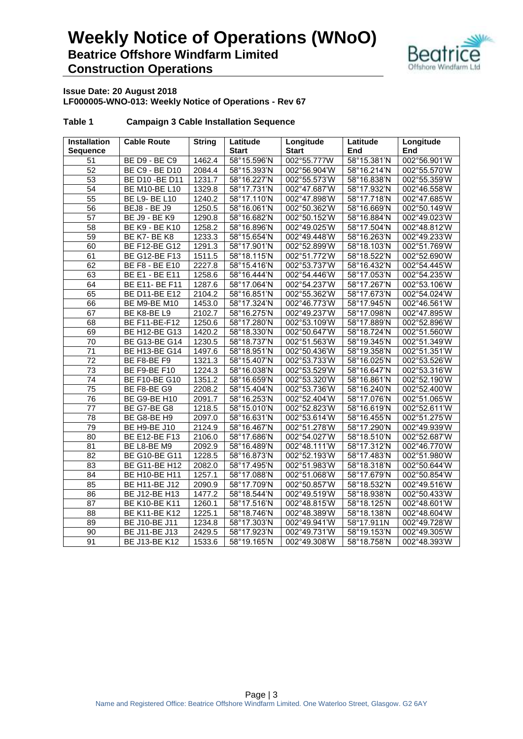# Weekly Notice of Operations (WNoO)

## Beatrice Offshore Windfarm Limited

## Construction Operations

**Issue Date: 20 August 2018**
**LF000005-WNO-013: Weekly Notice of Operations - Rev 67**

**Table 1 Campaign 3 Cable Installation Sequence**

| Installation Sequence | Cable Route | String | Latitude Start | Longitude Start | Latitude End | Longitude End |
|---|---|---|---|---|---|---|
| 51 | BE D9 - BE C9 | 1462.4 | 58°15.596'N | 002°55.777W | 58°15.381'N | 002°56.901'W |
| 52 | BE C9 - BE D10 | 2084.4 | 58°15.393'N | 002°56.904'W | 58°16.214'N | 002°55.570'W |
| 53 | BE D10 -BE D11 | 1231.7 | 58°16.227'N | 002°55.573'W | 58°16.838'N | 002°55.359'W |
| 54 | BE M10-BE L10 | 1329.8 | 58°17.731'N | 002°47.687'W | 58°17.932'N | 002°46.558'W |
| 55 | BE L9- BE L10 | 1240.2 | 58°17.110'N | 002°47.898'W | 58°17.718'N | 002°47.685'W |
| 56 | BEJ8 - BE J9 | 1250.5 | 58°16.061'N | 002°50.362'W | 58°16.669'N | 002°50.149'W |
| 57 | BE J9 - BE K9 | 1290.8 | 58°16.682'N | 002°50.152'W | 58°16.884'N | 002°49.023'W |
| 58 | BE K9 - BE K10 | 1258.2 | 58°16.896'N | 002°49.025'W | 58°17.504'N | 002°48.812'W |
| 59 | BE K7- BE K8 | 1233.3 | 58°15.654'N | 002°49.448'W | 58°16.263'N | 002°49.233'W |
| 60 | BE F12-BE G12 | 1291.3 | 58°17.901'N | 002°52.899'W | 58°18.103'N | 002°51.769'W |
| 61 | BE G12-BE F13 | 1511.5 | 58°18.115'N | 002°51.772'W | 58°18.522'N | 002°52.690'W |
| 62 | BE F8 - BE E10 | 2227.8 | 58°15.416'N | 002°53.737'W | 58°16.432'N | 002°54.445'W |
| 63 | BE E1 - BE E11 | 1258.6 | 58°16.444'N | 002°54.446'W | 58°17.053'N | 002°54.235'W |
| 64 | BE E11- BE F11 | 1287.6 | 58°17.064'N | 002°54.237'W | 58°17.267'N | 002°53.106'W |
| 65 | BE D11-BE E12 | 2104.2 | 58°16.851'N | 002°55.362'W | 58°17.673'N | 002°54.024'W |
| 66 | BE M9-BE M10 | 1453.0 | 58°17.324'N | 002°46.773'W | 58°17.945'N | 002°46.561'W |
| 67 | BE K8-BE L9 | 2102.7 | 58°16.275'N | 002°49.237'W | 58°17.098'N | 002°47.895'W |
| 68 | BE F11-BE-F12 | 1250.6 | 58°17.280'N | 002°53.109'W | 58°17.889'N | 002°52.896'W |
| 69 | BE H12-BE G13 | 1420.2 | 58°18.330'N | 002°50.647'W | 58°18.724'N | 002°51.560'W |
| 70 | BE G13-BE G14 | 1230.5 | 58°18.737'N | 002°51.563'W | 58°19.345'N | 002°51.349'W |
| 71 | BE H13-BE G14 | 1497.6 | 58°18.951'N | 002°50.436'W | 58°19.358'N | 002°51.351'W |
| 72 | BE F8-BE F9 | 1321.3 | 58°15.407'N | 002°53.733'W | 58°16.025'N | 002°53.526'W |
| 73 | BE F9-BE F10 | 1224.3 | 58°16.038'N | 002°53.529'W | 58°16.647'N | 002°53.316'W |
| 74 | BE F10-BE G10 | 1351.2 | 58°16.659'N | 002°53.320'W | 58°16.861'N | 002°52.190'W |
| 75 | BE F8-BE G9 | 2208.2 | 58°15.404'N | 002°53.736'W | 58°16.240'N | 002°52.400'W |
| 76 | BE G9-BE H10 | 2091.7 | 58°16.253'N | 002°52.404'W | 58°17.076'N | 002°51.065'W |
| 77 | BE G7-BE G8 | 1218.5 | 58°15.010'N | 002°52.823'W | 58°16.619'N | 002°52.611'W |
| 78 | BE G8-BE H9 | 2097.0 | 58°16.631'N | 002°53.614'W | 58°16.455'N | 002°51.275'W |
| 79 | BE H9-BE J10 | 2124.9 | 58°16.467'N | 002°51.278'W | 58°17.290'N | 002°49.939'W |
| 80 | BE E12-BE F13 | 2106.0 | 58°17.686'N | 002°54.027'W | 58°18.510'N | 002°52.687'W |
| 81 | BE L8-BE M9 | 2092.9 | 58°16.489'N | 002°48.111'W | 58°17.312'N | 002°46.770'W |
| 82 | BE G10-BE G11 | 1228.5 | 58°16.873'N | 002°52.193'W | 58°17.483'N | 002°51.980'W |
| 83 | BE G11-BE H12 | 2082.0 | 58°17.495'N | 002°51.983'W | 58°18.318'N | 002°50.644'W |
| 84 | BE H10-BE H11 | 1257.1 | 58°17.088'N | 002°51.068'W | 58°17.679'N | 002°50.854'W |
| 85 | BE H11-BE J12 | 2090.9 | 58°17.709'N | 002°50.857'W | 58°18.532'N | 002°49.516'W |
| 86 | BE J12-BE H13 | 1477.2 | 58°18.544'N | 002°49.519'W | 58°18.938'N | 002°50.433'W |
| 87 | BE K10-BE K11 | 1260.1 | 58°17.516'N | 002°48.815'W | 58°18.125'N | 002°48.601'W |
| 88 | BE K11-BE K12 | 1225.1 | 58°18.746'N | 002°48.389'W | 58°18.138'N | 002°48.604'W |
| 89 | BE J10-BE J11 | 1234.8 | 58°17.303'N | 002°49.941'W | 58°17.911N | 002°49.728'W |
| 90 | BE J11-BE J13 | 2429.5 | 58°17.923'N | 002°49.731'W | 58°19.153'N | 002°49.305'W |
| 91 | BE J13-BE K12 | 1533.6 | 58°19.165'N | 002°49.308'W | 58°18.758'N | 002°48.393'W |

Name and Registered Office: Beatrice Offshore Windfarm Limited. One Waterloo Street, Glasgow. G2 6AY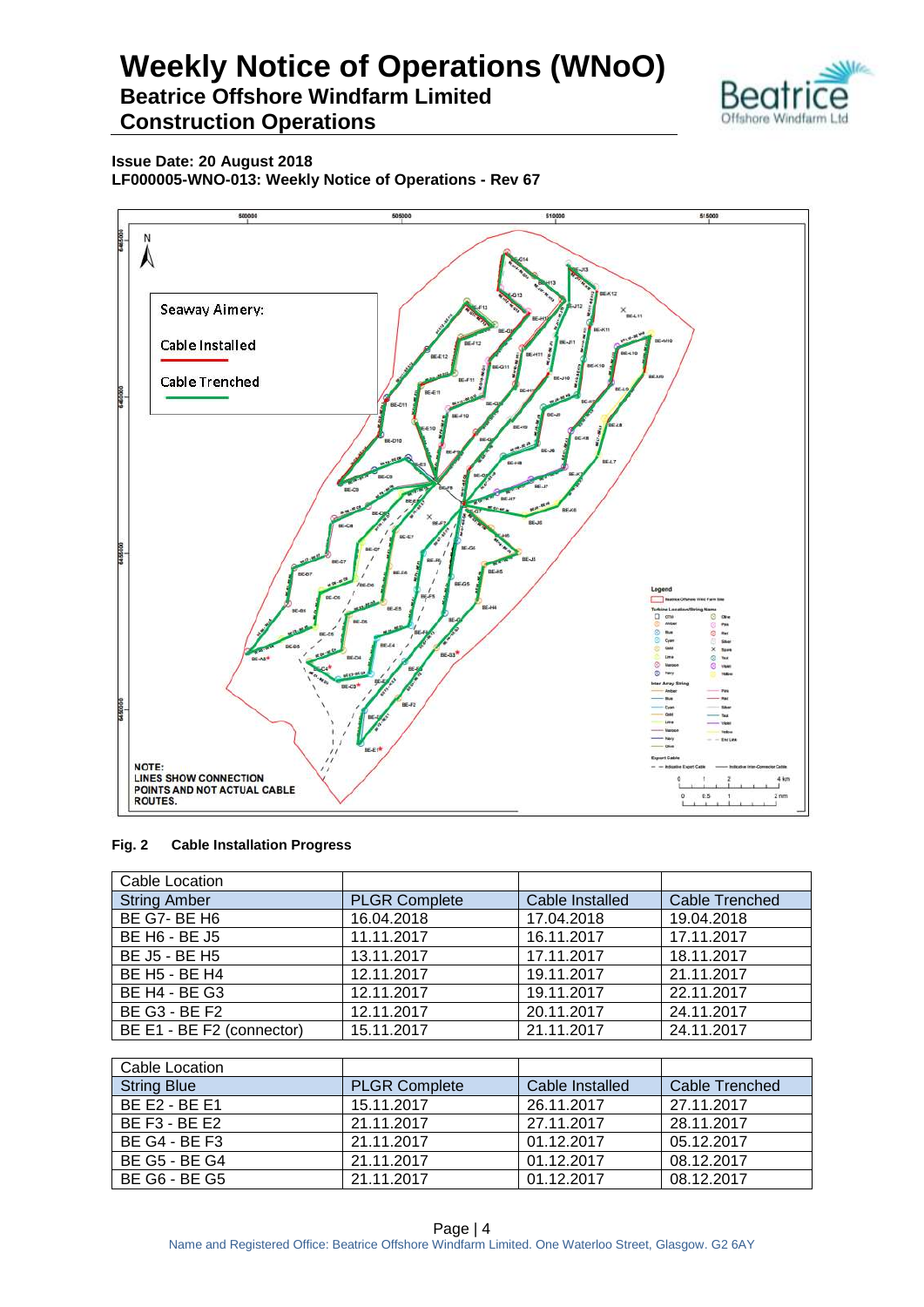# Weekly Notice of Operations (WNoO)

## Beatrice Offshore Windfarm Limited

## Construction Operations

**Issue Date: 20 August 2018**

**LF000005-WNO-013: Weekly Notice of Operations - Rev 67**

**Fig. 2 Cable Installation Progress**

| Cable Location | | | |
|---|---|---|---|
| String Amber | PLGR Complete | Cable Installed | Cable Trenched |
| BE G7- BE H6 | 16.04.2018 | 17.04.2018 | 19.04.2018 |
| BE H6 - BE J5 | 11.11.2017 | 16.11.2017 | 17.11.2017 |
| BE J5 - BE H5 | 13.11.2017 | 17.11.2017 | 18.11.2017 |
| BE H5 - BE H4 | 12.11.2017 | 19.11.2017 | 21.11.2017 |
| BE H4 - BE G3 | 12.11.2017 | 19.11.2017 | 22.11.2017 |
| BE G3 - BE F2 | 12.11.2017 | 20.11.2017 | 24.11.2017 |
| BE E1 - BE F2 (connector) | 15.11.2017 | 21.11.2017 | 24.11.2017 |

| Cable Location | | | |
|---|---|---|---|
| String Blue | PLGR Complete | Cable Installed | Cable Trenched |
| BE E2 - BE E1 | 15.11.2017 | 26.11.2017 | 27.11.2017 |
| BE F3 - BE E2 | 21.11.2017 | 27.11.2017 | 28.11.2017 |
| BE G4 - BE F3 | 21.11.2017 | 01.12.2017 | 05.12.2017 |
| BE G5 - BE G4 | 21.11.2017 | 01.12.2017 | 08.12.2017 |
| BE G6 - BE G5 | 21.11.2017 | 01.12.2017 | 08.12.2017 |

Name and Registered Office: Beatrice Offshore Windfarm Limited. One Waterloo Street, Glasgow. G2 6AY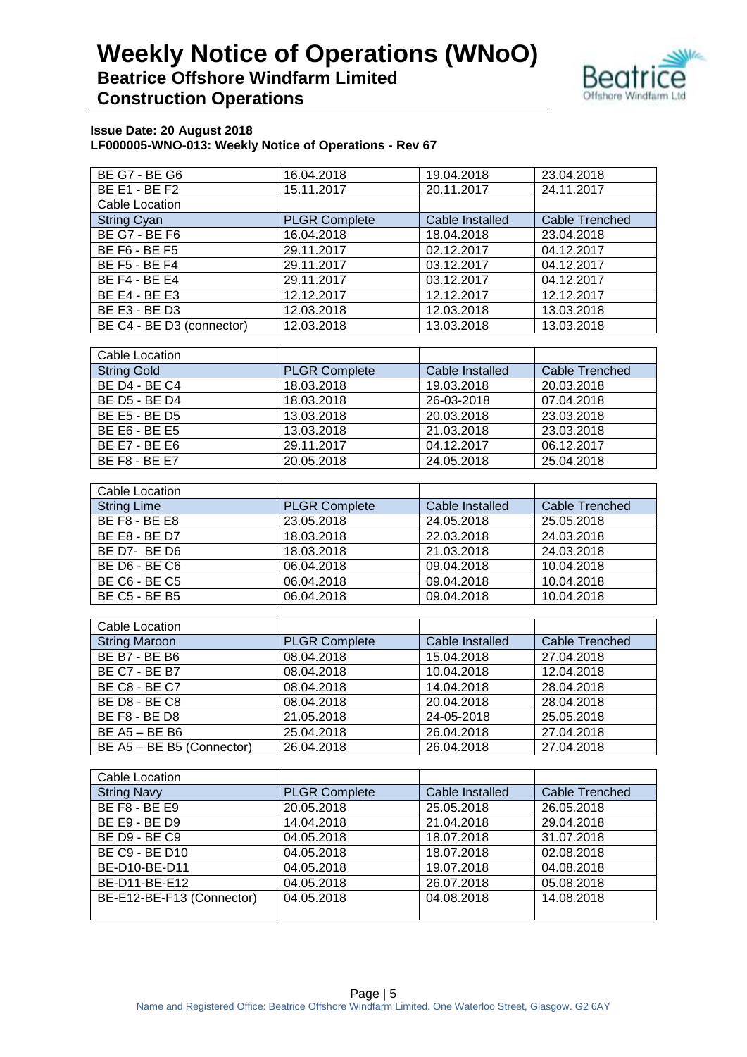| BE G7 - BE G6 | 16.04.2018 | 19.04.2018 | 23.04.2018 |
|---|---|---|---|
| BE E1 - BE F2 | 15.11.2017 | 20.11.2017 | 24.11.2017 |
| Cable Location | | | |
| String Cyan | PLGR Complete | Cable Installed | Cable Trenched |
| BE G7 - BE F6 | 16.04.2018 | 18.04.2018 | 23.04.2018 |
| BE F6 - BE F5 | 29.11.2017 | 02.12.2017 | 04.12.2017 |
| BE F5 - BE F4 | 29.11.2017 | 03.12.2017 | 04.12.2017 |
| BE F4 - BE E4 | 29.11.2017 | 03.12.2017 | 04.12.2017 |
| BE E4 - BE E3 | 12.12.2017 | 12.12.2017 | 12.12.2017 |
| BE E3 - BE D3 | 12.03.2018 | 12.03.2018 | 13.03.2018 |
| BE C4 - BE D3 (connector) | 12.03.2018 | 13.03.2018 | 13.03.2018 |

| Cable Location | | | |
|---|---|---|---|
| String Gold | PLGR Complete | Cable Installed | Cable Trenched |
| BE D4 - BE C4 | 18.03.2018 | 19.03.2018 | 20.03.2018 |
| BE D5 - BE D4 | 18.03.2018 | 26-03-2018 | 07.04.2018 |
| BE E5 - BE D5 | 13.03.2018 | 20.03.2018 | 23.03.2018 |
| BE E6 - BE E5 | 13.03.2018 | 21.03.2018 | 23.03.2018 |
| BE E7 - BE E6 | 29.11.2017 | 04.12.2017 | 06.12.2017 |
| BE F8 - BE E7 | 20.05.2018 | 24.05.2018 | 25.04.2018 |

| Cable Location | | | |
|---|---|---|---|
| String Lime | PLGR Complete | Cable Installed | Cable Trenched |
| BE F8 - BE E8 | 23.05.2018 | 24.05.2018 | 25.05.2018 |
| BE E8 - BE D7 | 18.03.2018 | 22.03.2018 | 24.03.2018 |
| BE D7- BE D6 | 18.03.2018 | 21.03.2018 | 24.03.2018 |
| BE D6 - BE C6 | 06.04.2018 | 09.04.2018 | 10.04.2018 |
| BE C6 - BE C5 | 06.04.2018 | 09.04.2018 | 10.04.2018 |
| BE C5 - BE B5 | 06.04.2018 | 09.04.2018 | 10.04.2018 |

| Cable Location | | | |
|---|---|---|---|
| String Maroon | PLGR Complete | Cable Installed | Cable Trenched |
| BE B7 - BE B6 | 08.04.2018 | 15.04.2018 | 27.04.2018 |
| BE C7 - BE B7 | 08.04.2018 | 10.04.2018 | 12.04.2018 |
| BE C8 - BE C7 | 08.04.2018 | 14.04.2018 | 28.04.2018 |
| BE D8 - BE C8 | 08.04.2018 | 20.04.2018 | 28.04.2018 |
| BE F8 - BE D8 | 21.05.2018 | 24-05-2018 | 25.05.2018 |
| BE A5 – BE B6 | 25.04.2018 | 26.04.2018 | 27.04.2018 |
| BE A5 – BE B5 (Connector) | 26.04.2018 | 26.04.2018 | 27.04.2018 |

| Cable Location | | | |
|---|---|---|---|
| String Navy | PLGR Complete | Cable Installed | Cable Trenched |
| BE F8 - BE E9 | 20.05.2018 | 25.05.2018 | 26.05.2018 |
| BE E9 - BE D9 | 14.04.2018 | 21.04.2018 | 29.04.2018 |
| BE D9 - BE C9 | 04.05.2018 | 18.07.2018 | 31.07.2018 |
| BE C9 - BE D10 | 04.05.2018 | 18.07.2018 | 02.08.2018 |
| BE-D10-BE-D11 | 04.05.2018 | 19.07.2018 | 04.08.2018 |
| BE-D11-BE-E12 | 04.05.2018 | 26.07.2018 | 05.08.2018 |
| BE-E12-BE-F13 (Connector) | 04.05.2018 | 04.08.2018 | 14.08.2018 |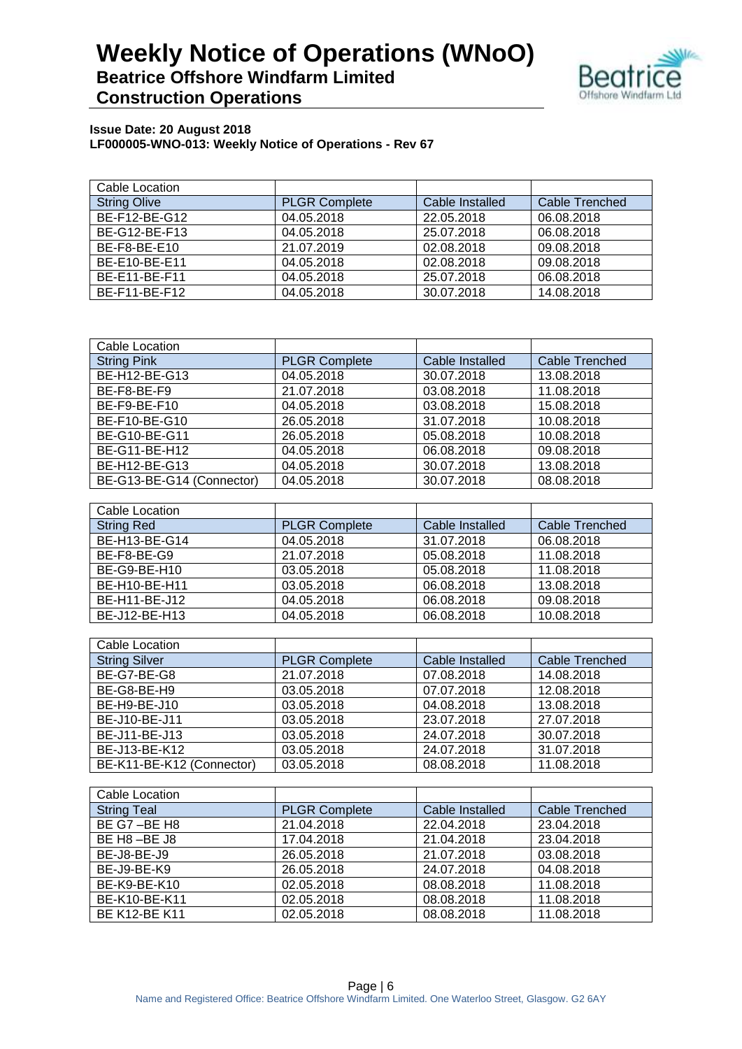# Weekly Notice of Operations (WNoO)

## Beatrice Offshore Windfarm Limited Construction Operations

**Issue Date: 20 August 2018**
**LF000005-WNO-013: Weekly Notice of Operations - Rev 67**

| Cable Location | | | |
|---|---|---|---|
| String Olive | PLGR Complete | Cable Installed | Cable Trenched |
| BE-F12-BE-G12 | 04.05.2018 | 22.05.2018 | 06.08.2018 |
| BE-G12-BE-F13 | 04.05.2018 | 25.07.2018 | 06.08.2018 |
| BE-F8-BE-E10 | 21.07.2019 | 02.08.2018 | 09.08.2018 |
| BE-E10-BE-E11 | 04.05.2018 | 02.08.2018 | 09.08.2018 |
| BE-E11-BE-F11 | 04.05.2018 | 25.07.2018 | 06.08.2018 |
| BE-F11-BE-F12 | 04.05.2018 | 30.07.2018 | 14.08.2018 |

| Cable Location | | | |
|---|---|---|---|
| String Pink | PLGR Complete | Cable Installed | Cable Trenched |
| BE-H12-BE-G13 | 04.05.2018 | 30.07.2018 | 13.08.2018 |
| BE-F8-BE-F9 | 21.07.2018 | 03.08.2018 | 11.08.2018 |
| BE-F9-BE-F10 | 04.05.2018 | 03.08.2018 | 15.08.2018 |
| BE-F10-BE-G10 | 26.05.2018 | 31.07.2018 | 10.08.2018 |
| BE-G10-BE-G11 | 26.05.2018 | 05.08.2018 | 10.08.2018 |
| BE-G11-BE-H12 | 04.05.2018 | 06.08.2018 | 09.08.2018 |
| BE-H12-BE-G13 | 04.05.2018 | 30.07.2018 | 13.08.2018 |
| BE-G13-BE-G14 (Connector) | 04.05.2018 | 30.07.2018 | 08.08.2018 |

| Cable Location | | | |
|---|---|---|---|
| String Red | PLGR Complete | Cable Installed | Cable Trenched |
| BE-H13-BE-G14 | 04.05.2018 | 31.07.2018 | 06.08.2018 |
| BE-F8-BE-G9 | 21.07.2018 | 05.08.2018 | 11.08.2018 |
| BE-G9-BE-H10 | 03.05.2018 | 05.08.2018 | 11.08.2018 |
| BE-H10-BE-H11 | 03.05.2018 | 06.08.2018 | 13.08.2018 |
| BE-H11-BE-J12 | 04.05.2018 | 06.08.2018 | 09.08.2018 |
| BE-J12-BE-H13 | 04.05.2018 | 06.08.2018 | 10.08.2018 |

| Cable Location | | | |
|---|---|---|---|
| String Silver | PLGR Complete | Cable Installed | Cable Trenched |
| BE-G7-BE-G8 | 21.07.2018 | 07.08.2018 | 14.08.2018 |
| BE-G8-BE-H9 | 03.05.2018 | 07.07.2018 | 12.08.2018 |
| BE-H9-BE-J10 | 03.05.2018 | 04.08.2018 | 13.08.2018 |
| BE-J10-BE-J11 | 03.05.2018 | 23.07.2018 | 27.07.2018 |
| BE-J11-BE-J13 | 03.05.2018 | 24.07.2018 | 30.07.2018 |
| BE-J13-BE-K12 | 03.05.2018 | 24.07.2018 | 31.07.2018 |
| BE-K11-BE-K12 (Connector) | 03.05.2018 | 08.08.2018 | 11.08.2018 |

| Cable Location | | | |
|---|---|---|---|
| String Teal | PLGR Complete | Cable Installed | Cable Trenched |
| BE G7 –BE H8 | 21.04.2018 | 22.04.2018 | 23.04.2018 |
| BE H8 –BE J8 | 17.04.2018 | 21.04.2018 | 23.04.2018 |
| BE-J8-BE-J9 | 26.05.2018 | 21.07.2018 | 03.08.2018 |
| BE-J9-BE-K9 | 26.05.2018 | 24.07.2018 | 04.08.2018 |
| BE-K9-BE-K10 | 02.05.2018 | 08.08.2018 | 11.08.2018 |
| BE-K10-BE-K11 | 02.05.2018 | 08.08.2018 | 11.08.2018 |
| BE K12-BE K11 | 02.05.2018 | 08.08.2018 | 11.08.2018 |

Name and Registered Office: Beatrice Offshore Windfarm Limited. One Waterloo Street, Glasgow. G2 6AY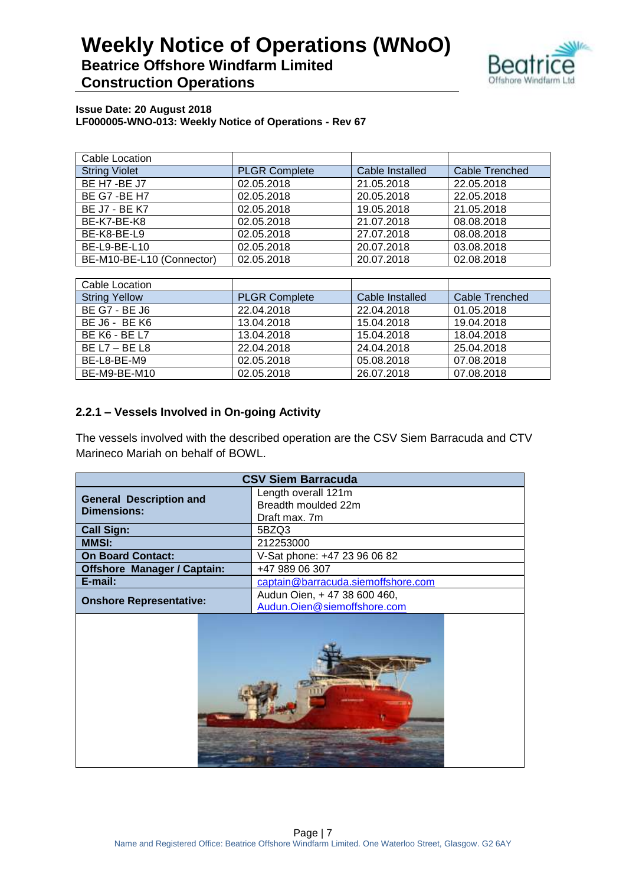| Cable Location | | | |
|---|---|---|---|
| String Violet | PLGR Complete | Cable Installed | Cable Trenched |
| BE H7 -BE J7 | 02.05.2018 | 21.05.2018 | 22.05.2018 |
| BE G7 -BE H7 | 02.05.2018 | 20.05.2018 | 22.05.2018 |
| BE J7 - BE K7 | 02.05.2018 | 19.05.2018 | 21.05.2018 |
| BE-K7-BE-K8 | 02.05.2018 | 21.07.2018 | 08.08.2018 |
| BE-K8-BE-L9 | 02.05.2018 | 27.07.2018 | 08.08.2018 |
| BE-L9-BE-L10 | 02.05.2018 | 20.07.2018 | 03.08.2018 |
| BE-M10-BE-L10 (Connector) | 02.05.2018 | 20.07.2018 | 02.08.2018 |

| Cable Location | | | |
|---|---|---|---|
| String Yellow | PLGR Complete | Cable Installed | Cable Trenched |
| BE G7 - BE J6 | 22.04.2018 | 22.04.2018 | 01.05.2018 |
| BE J6 - BE K6 | 13.04.2018 | 15.04.2018 | 19.04.2018 |
| BE K6 - BE L7 | 13.04.2018 | 15.04.2018 | 18.04.2018 |
| BE L7 – BE L8 | 22.04.2018 | 24.04.2018 | 25.04.2018 |
| BE-L8-BE-M9 | 02.05.2018 | 05.08.2018 | 07.08.2018 |
| BE-M9-BE-M10 | 02.05.2018 | 26.07.2018 | 07.08.2018 |

### 2.2.1 – Vessels Involved in On-going Activity

The vessels involved with the described operation are the CSV Siem Barracuda and CTV Marineco Mariah on behalf of BOWL.

| CSV Siem Barracuda | |
|---|---|
| **General Description and Dimensions:** | Length overall 121m<br>Breadth moulded 22m<br>Draft max. 7m |
| **Call Sign:** | 5BZQ3 |
| **MMSI:** | 212253000 |
| **On Board Contact:** | V-Sat phone: +47 23 96 06 82 |
| **Offshore Manager / Captain:** | +47 989 06 307 |
| **E-mail:** | captain@barracuda.siemoffshore.com |
| **Onshore Representative:** | Audun Oien, + 47 38 600 460, Audun.Oien@siemoffshore.com |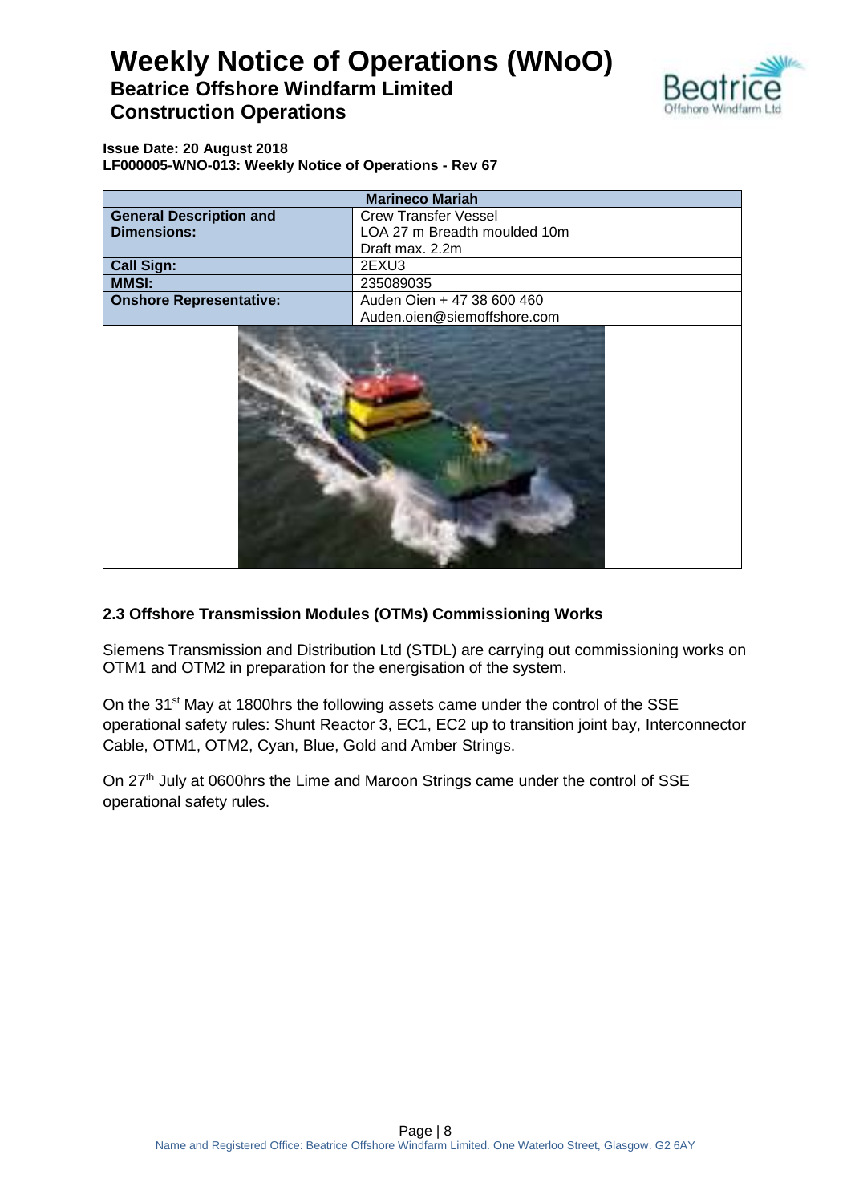**Issue Date: 20 August 2018**
**LF000005-WNO-013: Weekly Notice of Operations - Rev 67**

| Marineco Mariah | |
|---|---|
| **General Description and Dimensions:** | Crew Transfer Vessel<br>LOA 27 m Breadth moulded 10m<br>Draft max. 2.2m |
| **Call Sign:** | 2EXU3 |
| **MMSI:** | 235089035 |
| **Onshore Representative:** | Auden Oien + 47 38 600 460<br>Auden.oien@siemoffshore.com |

### 2.3 Offshore Transmission Modules (OTMs) Commissioning Works

Siemens Transmission and Distribution Ltd (STDL) are carrying out commissioning works on OTM1 and OTM2 in preparation for the energisation of the system.

On the 31st May at 1800hrs the following assets came under the control of the SSE operational safety rules: Shunt Reactor 3, EC1, EC2 up to transition joint bay, Interconnector Cable, OTM1, OTM2, Cyan, Blue, Gold and Amber Strings.

On 27th July at 0600hrs the Lime and Maroon Strings came under the control of SSE operational safety rules.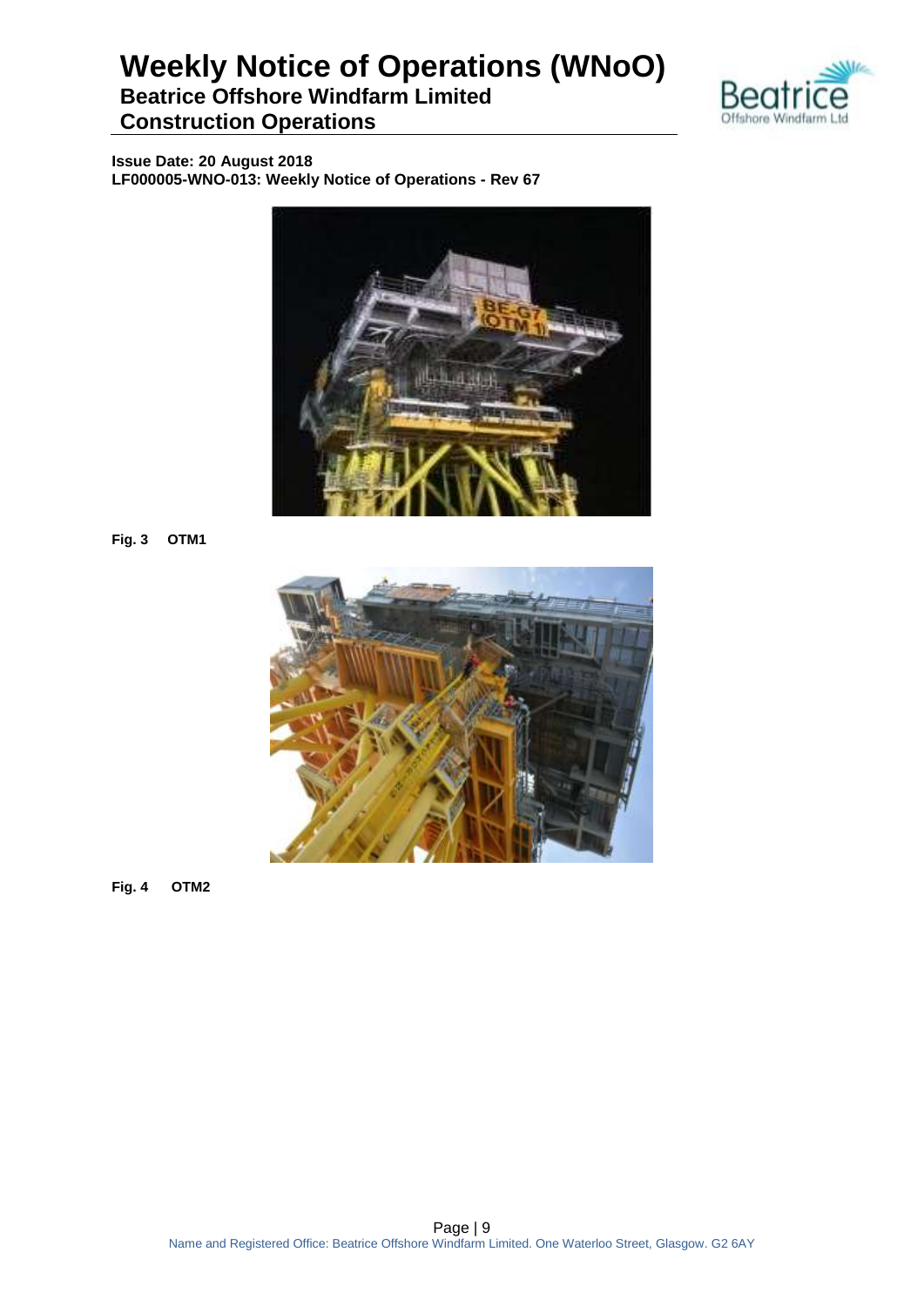Fig. 3 OTM1

Fig. 4 OTM2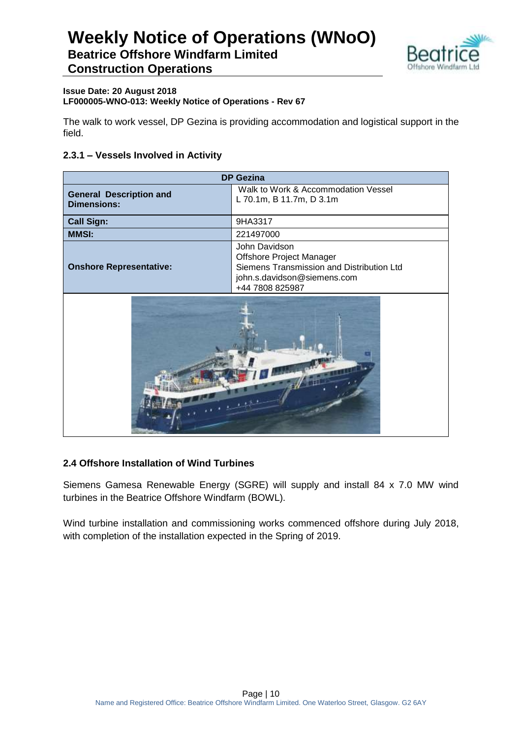**Issue Date: 20 August 2018**
**LF000005-WNO-013: Weekly Notice of Operations - Rev 67**

The walk to work vessel, DP Gezina is providing accommodation and logistical support in the field.

### 2.3.1 – Vessels Involved in Activity

| DP Gezina | |
|---|---|
| **General Description and Dimensions:** | Walk to Work & Accommodation Vessel<br>L 70.1m, B 11.7m, D 3.1m |
| **Call Sign:** | 9HA3317 |
| **MMSI:** | 221497000 |
| **Onshore Representative:** | John Davidson<br>Offshore Project Manager<br>Siemens Transmission and Distribution Ltd<br>john.s.davidson@siemens.com<br>+44 7808 825987 |

## 2.4 Offshore Installation of Wind Turbines

Siemens Gamesa Renewable Energy (SGRE) will supply and install 84 x 7.0 MW wind turbines in the Beatrice Offshore Windfarm (BOWL).

Wind turbine installation and commissioning works commenced offshore during July 2018, with completion of the installation expected in the Spring of 2019.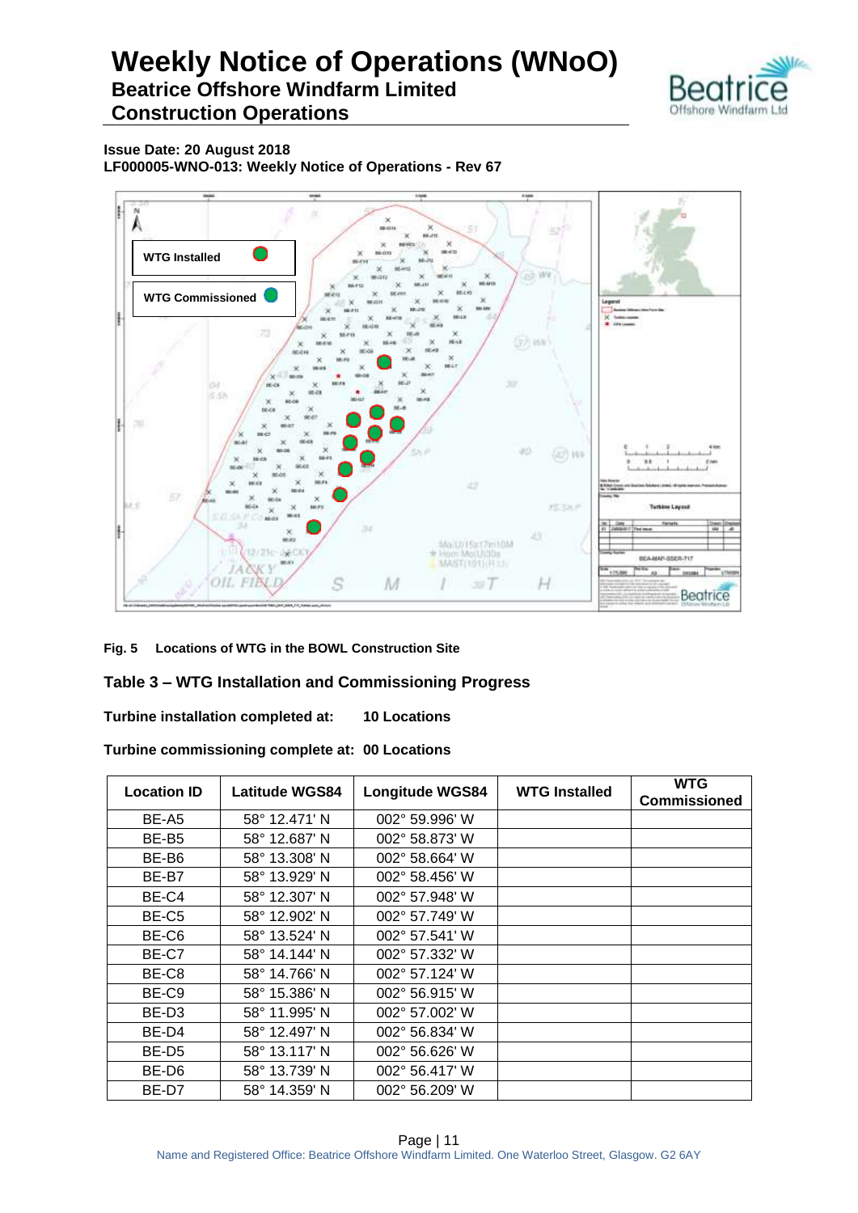# Weekly Notice of Operations (WNoO)

## Beatrice Offshore Windfarm Limited
## Construction Operations

**Issue Date: 20 August 2018**
**LF000005-WNO-013: Weekly Notice of Operations - Rev 67**

**Fig. 5 Locations of WTG in the BOWL Construction Site**

### Table 3 – WTG Installation and Commissioning Progress

**Turbine installation completed at: 10 Locations**

**Turbine commissioning complete at: 00 Locations**

| Location ID | Latitude WGS84 | Longitude WGS84 | WTG Installed | WTG Commissioned |
|---|---|---|---|---|
| BE-A5 | 58° 12.471' N | 002° 59.996' W | | |
| BE-B5 | 58° 12.687' N | 002° 58.873' W | | |
| BE-B6 | 58° 13.308' N | 002° 58.664' W | | |
| BE-B7 | 58° 13.929' N | 002° 58.456' W | | |
| BE-C4 | 58° 12.307' N | 002° 57.948' W | | |
| BE-C5 | 58° 12.902' N | 002° 57.749' W | | |
| BE-C6 | 58° 13.524' N | 002° 57.541' W | | |
| BE-C7 | 58° 14.144' N | 002° 57.332' W | | |
| BE-C8 | 58° 14.766' N | 002° 57.124' W | | |
| BE-C9 | 58° 15.386' N | 002° 56.915' W | | |
| BE-D3 | 58° 11.995' N | 002° 57.002' W | | |
| BE-D4 | 58° 12.497' N | 002° 56.834' W | | |
| BE-D5 | 58° 13.117' N | 002° 56.626' W | | |
| BE-D6 | 58° 13.739' N | 002° 56.417' W | | |
| BE-D7 | 58° 14.359' N | 002° 56.209' W | | |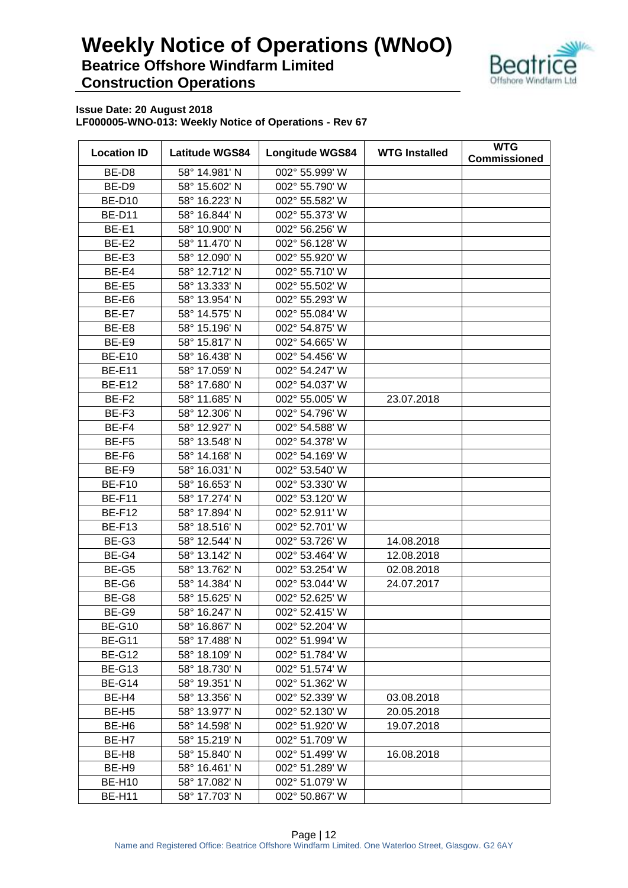# Weekly Notice of Operations (WNoO)

## Beatrice Offshore Windfarm Limited

## Construction Operations

**Issue Date: 20 August 2018**

**LF000005-WNO-013: Weekly Notice of Operations - Rev 67**

| Location ID | Latitude WGS84 | Longitude WGS84 | WTG Installed | WTG Commissioned |
|---|---|---|---|---|
| BE-D8 | 58° 14.981' N | 002° 55.999' W | | |
| BE-D9 | 58° 15.602' N | 002° 55.790' W | | |
| BE-D10 | 58° 16.223' N | 002° 55.582' W | | |
| BE-D11 | 58° 16.844' N | 002° 55.373' W | | |
| BE-E1 | 58° 10.900' N | 002° 56.256' W | | |
| BE-E2 | 58° 11.470' N | 002° 56.128' W | | |
| BE-E3 | 58° 12.090' N | 002° 55.920' W | | |
| BE-E4 | 58° 12.712' N | 002° 55.710' W | | |
| BE-E5 | 58° 13.333' N | 002° 55.502' W | | |
| BE-E6 | 58° 13.954' N | 002° 55.293' W | | |
| BE-E7 | 58° 14.575' N | 002° 55.084' W | | |
| BE-E8 | 58° 15.196' N | 002° 54.875' W | | |
| BE-E9 | 58° 15.817' N | 002° 54.665' W | | |
| BE-E10 | 58° 16.438' N | 002° 54.456' W | | |
| BE-E11 | 58° 17.059' N | 002° 54.247' W | | |
| BE-E12 | 58° 17.680' N | 002° 54.037' W | | |
| BE-F2 | 58° 11.685' N | 002° 55.005' W | 23.07.2018 | |
| BE-F3 | 58° 12.306' N | 002° 54.796' W | | |
| BE-F4 | 58° 12.927' N | 002° 54.588' W | | |
| BE-F5 | 58° 13.548' N | 002° 54.378' W | | |
| BE-F6 | 58° 14.168' N | 002° 54.169' W | | |
| BE-F9 | 58° 16.031' N | 002° 53.540' W | | |
| BE-F10 | 58° 16.653' N | 002° 53.330' W | | |
| BE-F11 | 58° 17.274' N | 002° 53.120' W | | |
| BE-F12 | 58° 17.894' N | 002° 52.911' W | | |
| BE-F13 | 58° 18.516' N | 002° 52.701' W | | |
| BE-G3 | 58° 12.544' N | 002° 53.726' W | 14.08.2018 | |
| BE-G4 | 58° 13.142' N | 002° 53.464' W | 12.08.2018 | |
| BE-G5 | 58° 13.762' N | 002° 53.254' W | 02.08.2018 | |
| BE-G6 | 58° 14.384' N | 002° 53.044' W | 24.07.2017 | |
| BE-G8 | 58° 15.625' N | 002° 52.625' W | | |
| BE-G9 | 58° 16.247' N | 002° 52.415' W | | |
| BE-G10 | 58° 16.867' N | 002° 52.204' W | | |
| BE-G11 | 58° 17.488' N | 002° 51.994' W | | |
| BE-G12 | 58° 18.109' N | 002° 51.784' W | | |
| BE-G13 | 58° 18.730' N | 002° 51.574' W | | |
| BE-G14 | 58° 19.351' N | 002° 51.362' W | | |
| BE-H4 | 58° 13.356' N | 002° 52.339' W | 03.08.2018 | |
| BE-H5 | 58° 13.977' N | 002° 52.130' W | 20.05.2018 | |
| BE-H6 | 58° 14.598' N | 002° 51.920' W | 19.07.2018 | |
| BE-H7 | 58° 15.219' N | 002° 51.709' W | | |
| BE-H8 | 58° 15.840' N | 002° 51.499' W | 16.08.2018 | |
| BE-H9 | 58° 16.461' N | 002° 51.289' W | | |
| BE-H10 | 58° 17.082' N | 002° 51.079' W | | |
| BE-H11 | 58° 17.703' N | 002° 50.867' W | | |

Name and Registered Office: Beatrice Offshore Windfarm Limited. One Waterloo Street, Glasgow. G2 6AY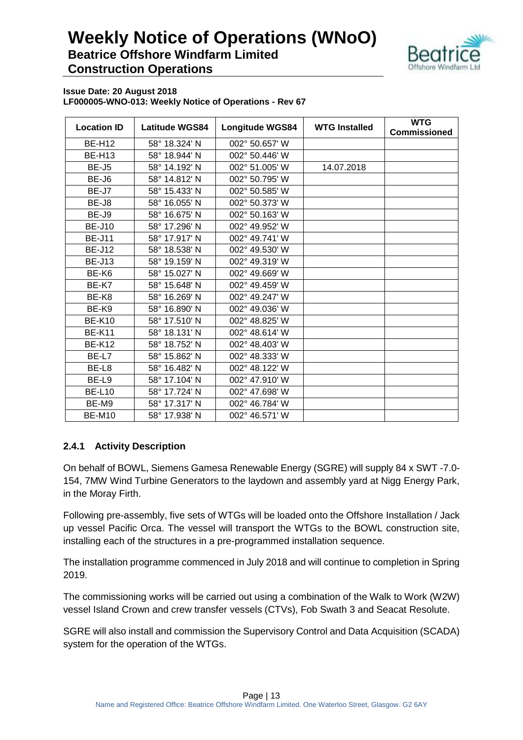**Issue Date: 20 August 2018**
**LF000005-WNO-013: Weekly Notice of Operations - Rev 67**

| Location ID | Latitude WGS84 | Longitude WGS84 | WTG Installed | WTG Commissioned |
|---|---|---|---|---|
| BE-H12 | 58° 18.324' N | 002° 50.657' W | | |
| BE-H13 | 58° 18.944' N | 002° 50.446' W | | |
| BE-J5 | 58° 14.192' N | 002° 51.005' W | 14.07.2018 | |
| BE-J6 | 58° 14.812' N | 002° 50.795' W | | |
| BE-J7 | 58° 15.433' N | 002° 50.585' W | | |
| BE-J8 | 58° 16.055' N | 002° 50.373' W | | |
| BE-J9 | 58° 16.675' N | 002° 50.163' W | | |
| BE-J10 | 58° 17.296' N | 002° 49.952' W | | |
| BE-J11 | 58° 17.917' N | 002° 49.741' W | | |
| BE-J12 | 58° 18.538' N | 002° 49.530' W | | |
| BE-J13 | 58° 19.159' N | 002° 49.319' W | | |
| BE-K6 | 58° 15.027' N | 002° 49.669' W | | |
| BE-K7 | 58° 15.648' N | 002° 49.459' W | | |
| BE-K8 | 58° 16.269' N | 002° 49.247' W | | |
| BE-K9 | 58° 16.890' N | 002° 49.036' W | | |
| BE-K10 | 58° 17.510' N | 002° 48.825' W | | |
| BE-K11 | 58° 18.131' N | 002° 48.614' W | | |
| BE-K12 | 58° 18.752' N | 002° 48.403' W | | |
| BE-L7 | 58° 15.862' N | 002° 48.333' W | | |
| BE-L8 | 58° 16.482' N | 002° 48.122' W | | |
| BE-L9 | 58° 17.104' N | 002° 47.910' W | | |
| BE-L10 | 58° 17.724' N | 002° 47.698' W | | |
| BE-M9 | 58° 17.317' N | 002° 46.784' W | | |
| BE-M10 | 58° 17.938' N | 002° 46.571' W | | |

### 2.4.1 Activity Description

On behalf of BOWL, Siemens Gamesa Renewable Energy (SGRE) will supply 84 x SWT -7.0-154, 7MW Wind Turbine Generators to the laydown and assembly yard at Nigg Energy Park, in the Moray Firth.

Following pre-assembly, five sets of WTGs will be loaded onto the Offshore Installation / Jack up vessel Pacific Orca. The vessel will transport the WTGs to the BOWL construction site, installing each of the structures in a pre-programmed installation sequence.

The installation programme commenced in July 2018 and will continue to completion in Spring 2019.

The commissioning works will be carried out using a combination of the Walk to Work (W2W) vessel Island Crown and crew transfer vessels (CTVs), Fob Swath 3 and Seacat Resolute.

SGRE will also install and commission the Supervisory Control and Data Acquisition (SCADA) system for the operation of the WTGs.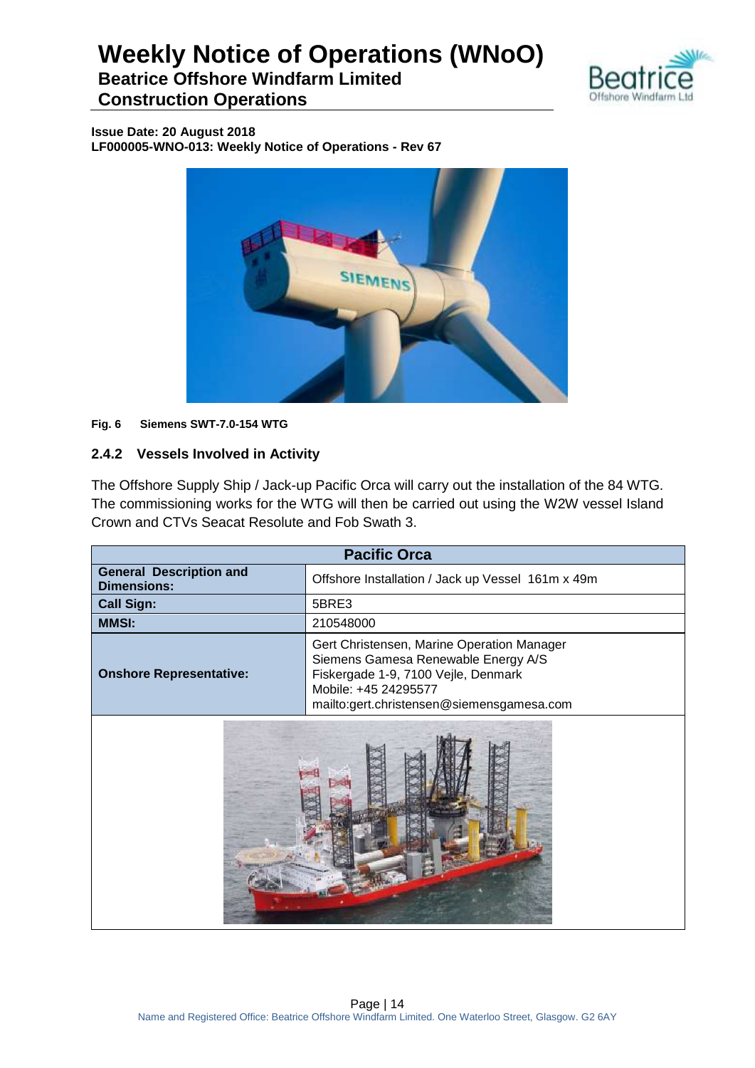**Issue Date: 20 August 2018**
**LF000005-WNO-013: Weekly Notice of Operations - Rev 67**

**Fig. 6 Siemens SWT-7.0-154 WTG**

### 2.4.2 Vessels Involved in Activity

The Offshore Supply Ship / Jack-up Pacific Orca will carry out the installation of the 84 WTG. The commissioning works for the WTG will then be carried out using the W2W vessel Island Crown and CTVs Seacat Resolute and Fob Swath 3.

| Pacific Orca | |
|---|---|
| **General Description and Dimensions:** | Offshore Installation / Jack up Vessel 161m x 49m |
| **Call Sign:** | 5BRE3 |
| **MMSI:** | 210548000 |
| **Onshore Representative:** | Gert Christensen, Marine Operation Manager<br>Siemens Gamesa Renewable Energy A/S<br>Fiskergade 1-9, 7100 Vejle, Denmark<br>Mobile: +45 24295577<br>mailto:gert.christensen@siemensgamesa.com |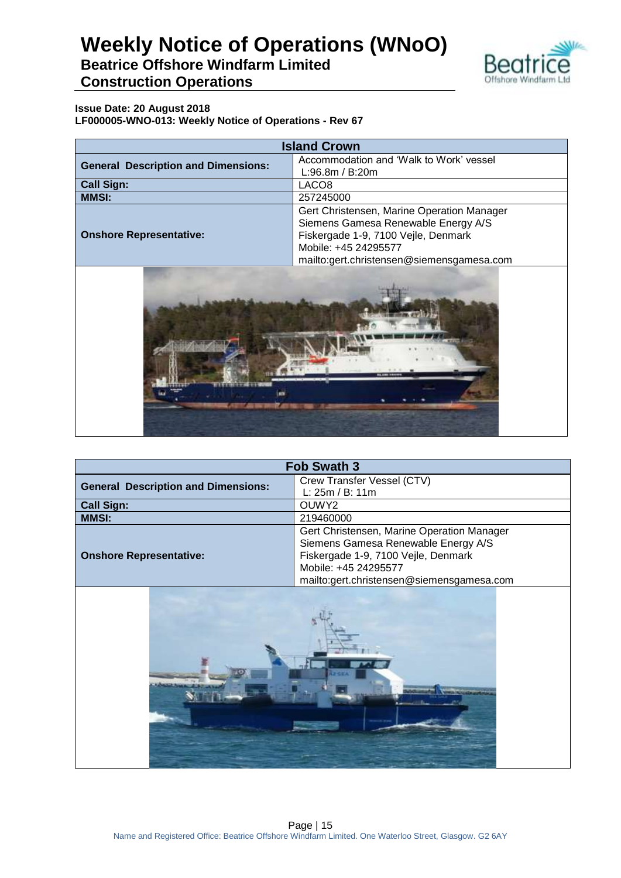# Weekly Notice of Operations (WNoO)

## Beatrice Offshore Windfarm Limited

## Construction Operations

**Issue Date: 20 August 2018**

**LF000005-WNO-013: Weekly Notice of Operations - Rev 67**

| Island Crown | |
|---|---|
| **General Description and Dimensions:** | Accommodation and 'Walk to Work' vessel L:96.8m / B:20m |
| **Call Sign:** | LACO8 |
| **MMSI:** | 257245000 |
| **Onshore Representative:** | Gert Christensen, Marine Operation Manager Siemens Gamesa Renewable Energy A/S Fiskergade 1-9, 7100 Vejle, Denmark Mobile: +45 24295577 mailto:gert.christensen@siemensgamesa.com |

| Fob Swath 3 | |
|---|---|
| **General Description and Dimensions:** | Crew Transfer Vessel (CTV) L: 25m / B: 11m |
| **Call Sign:** | OUWY2 |
| **MMSI:** | 219460000 |
| **Onshore Representative:** | Gert Christensen, Marine Operation Manager Siemens Gamesa Renewable Energy A/S Fiskergade 1-9, 7100 Vejle, Denmark Mobile: +45 24295577 mailto:gert.christensen@siemensgamesa.com |

Name and Registered Office: Beatrice Offshore Windfarm Limited. One Waterloo Street, Glasgow. G2 6AY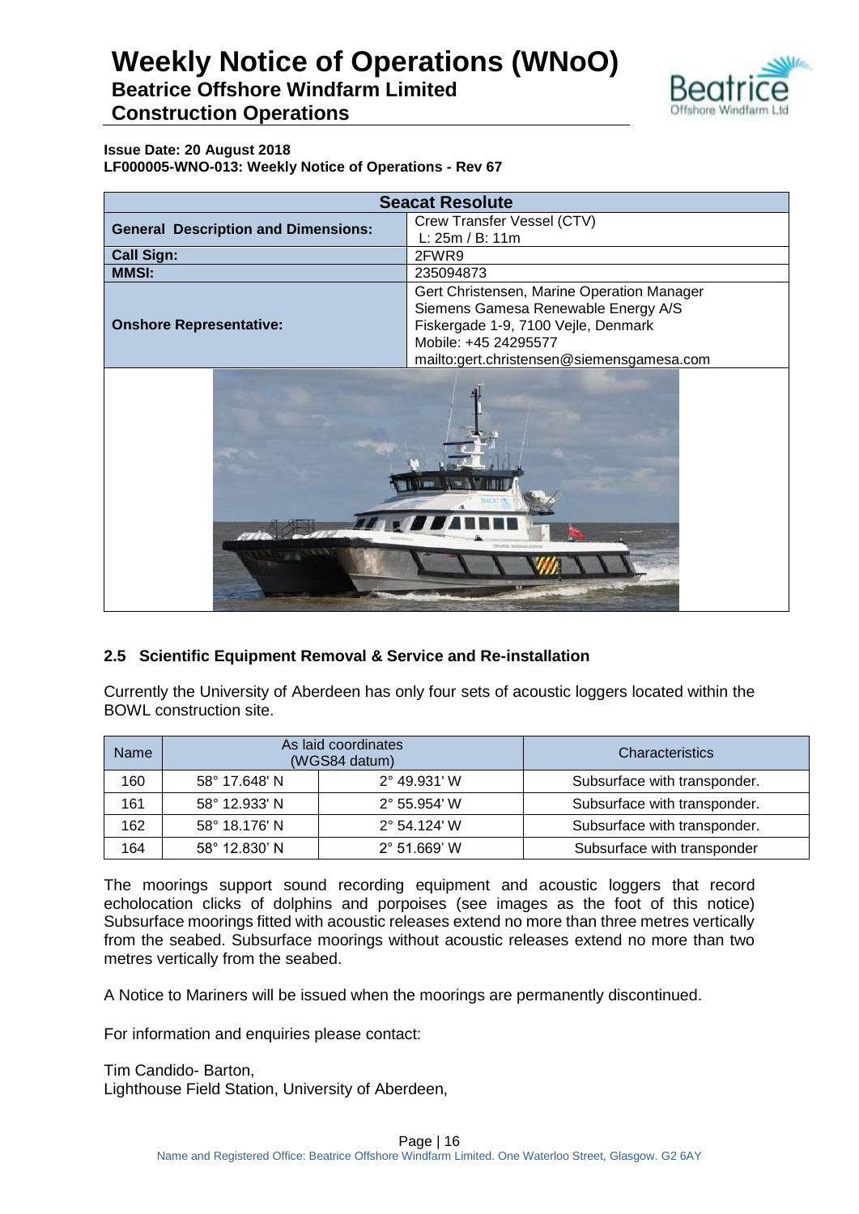**Issue Date: 20 August 2018**
**LF000005-WNO-013: Weekly Notice of Operations - Rev 67**

| **Seacat Resolute** | |
|---|---|
| **General Description and Dimensions:** | Crew Transfer Vessel (CTV)<br>L: 25m / B: 11m |
| **Call Sign:** | 2FWR9 |
| **MMSI:** | 235094873 |
| **Onshore Representative:** | Gert Christensen, Marine Operation Manager<br>Siemens Gamesa Renewable Energy A/S<br>Fiskergade 1-9, 7100 Vejle, Denmark<br>Mobile: +45 24295577<br>mailto:gert.christensen@siemensgamesa.com |

## 2.5 Scientific Equipment Removal & Service and Re-installation

Currently the University of Aberdeen has only four sets of acoustic loggers located within the BOWL construction site.

| Name | As laid coordinates (WGS84 datum) | | Characteristics |
|---|---|---|---|
| 160 | 58° 17.648' N | 2° 49.931' W | Subsurface with transponder. |
| 161 | 58° 12.933' N | 2° 55.954' W | Subsurface with transponder. |
| 162 | 58° 18.176' N | 2° 54.124' W | Subsurface with transponder. |
| 164 | 58° 12.830' N | 2° 51.669' W | Subsurface with transponder |

The moorings support sound recording equipment and acoustic loggers that record echolocation clicks of dolphins and porpoises (see images as the foot of this notice) Subsurface moorings fitted with acoustic releases extend no more than three metres vertically from the seabed. Subsurface moorings without acoustic releases extend no more than two metres vertically from the seabed.

A Notice to Mariners will be issued when the moorings are permanently discontinued.

For information and enquiries please contact:

Tim Candido- Barton,
Lighthouse Field Station, University of Aberdeen,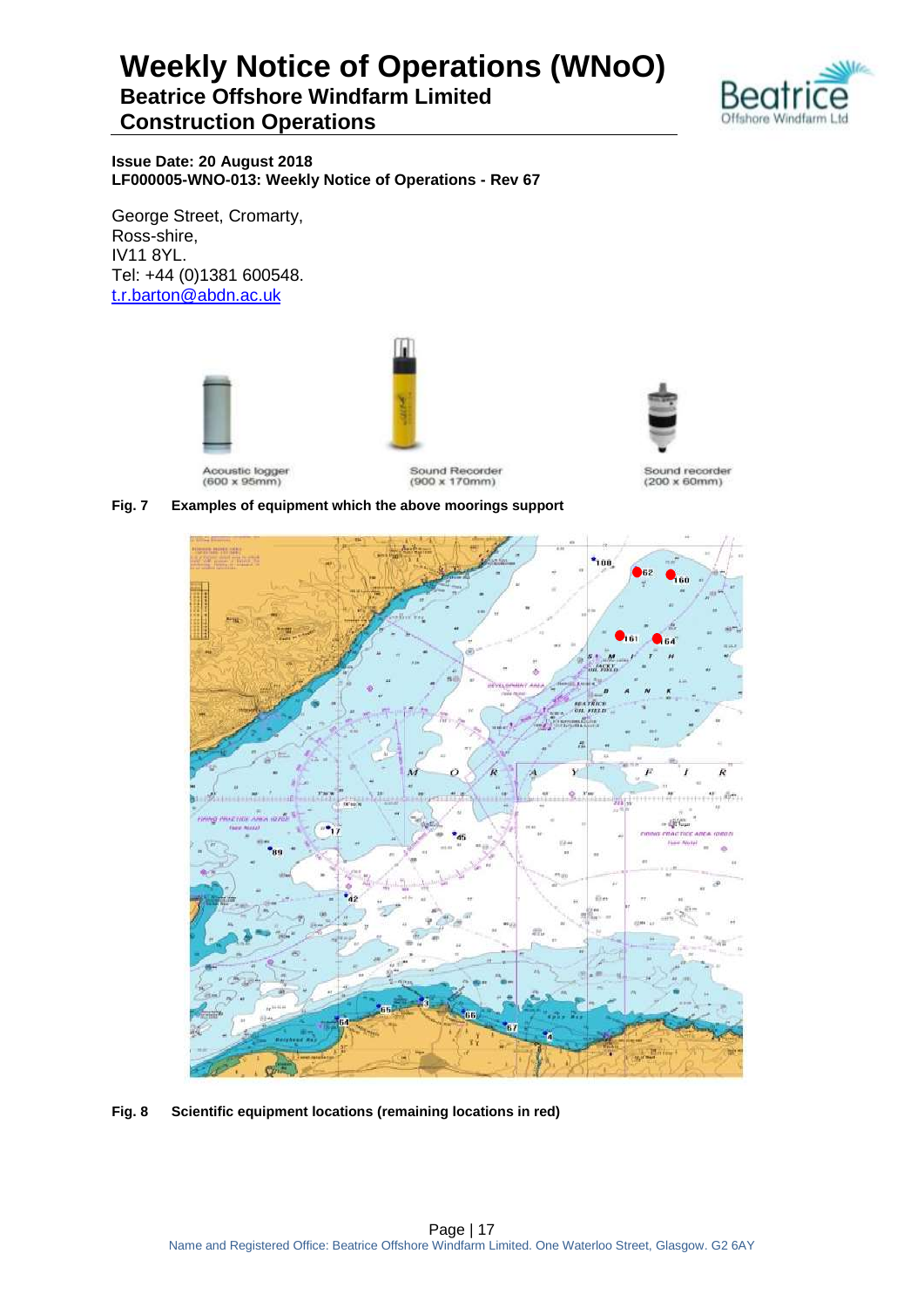George Street, Cromarty,
Ross-shire,
IV11 8YL.
Tel: +44 (0)1381 600548.
t.r.barton@abdn.ac.uk

Acoustic logger
(600 x 95mm)

Sound Recorder
(900 x 170mm)

Sound recorder
(200 x 60mm)

**Fig. 7 Examples of equipment which the above moorings support**

**Fig. 8 Scientific equipment locations (remaining locations in red)**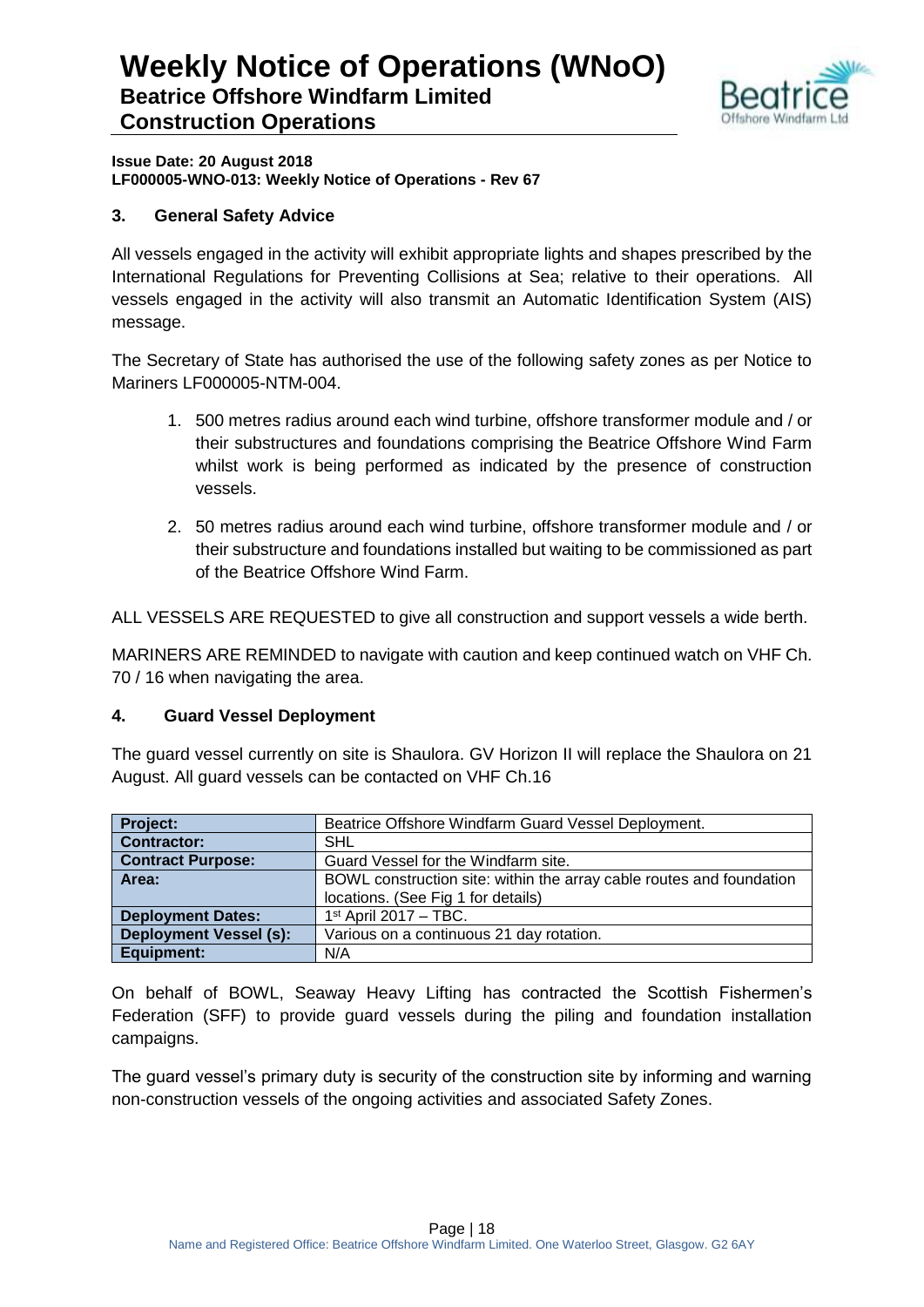**Issue Date: 20 August 2018**
**LF000005-WNO-013: Weekly Notice of Operations - Rev 67**

## 3. General Safety Advice

All vessels engaged in the activity will exhibit appropriate lights and shapes prescribed by the International Regulations for Preventing Collisions at Sea; relative to their operations. All vessels engaged in the activity will also transmit an Automatic Identification System (AIS) message.

The Secretary of State has authorised the use of the following safety zones as per Notice to Mariners LF000005-NTM-004.

1. 500 metres radius around each wind turbine, offshore transformer module and / or their substructures and foundations comprising the Beatrice Offshore Wind Farm whilst work is being performed as indicated by the presence of construction vessels.
2. 50 metres radius around each wind turbine, offshore transformer module and / or their substructure and foundations installed but waiting to be commissioned as part of the Beatrice Offshore Wind Farm.

ALL VESSELS ARE REQUESTED to give all construction and support vessels a wide berth.

MARINERS ARE REMINDED to navigate with caution and keep continued watch on VHF Ch. 70 / 16 when navigating the area.

## 4. Guard Vessel Deployment

The guard vessel currently on site is Shaulora. GV Horizon II will replace the Shaulora on 21 August. All guard vessels can be contacted on VHF Ch.16

| | |
|---|---|
| **Project:** | Beatrice Offshore Windfarm Guard Vessel Deployment. |
| **Contractor:** | SHL |
| **Contract Purpose:** | Guard Vessel for the Windfarm site. |
| **Area:** | BOWL construction site: within the array cable routes and foundation locations. (See Fig 1 for details) |
| **Deployment Dates:** | 1st April 2017 – TBC. |
| **Deployment Vessel (s):** | Various on a continuous 21 day rotation. |
| **Equipment:** | N/A |

On behalf of BOWL, Seaway Heavy Lifting has contracted the Scottish Fishermen's Federation (SFF) to provide guard vessels during the piling and foundation installation campaigns.

The guard vessel's primary duty is security of the construction site by informing and warning non-construction vessels of the ongoing activities and associated Safety Zones.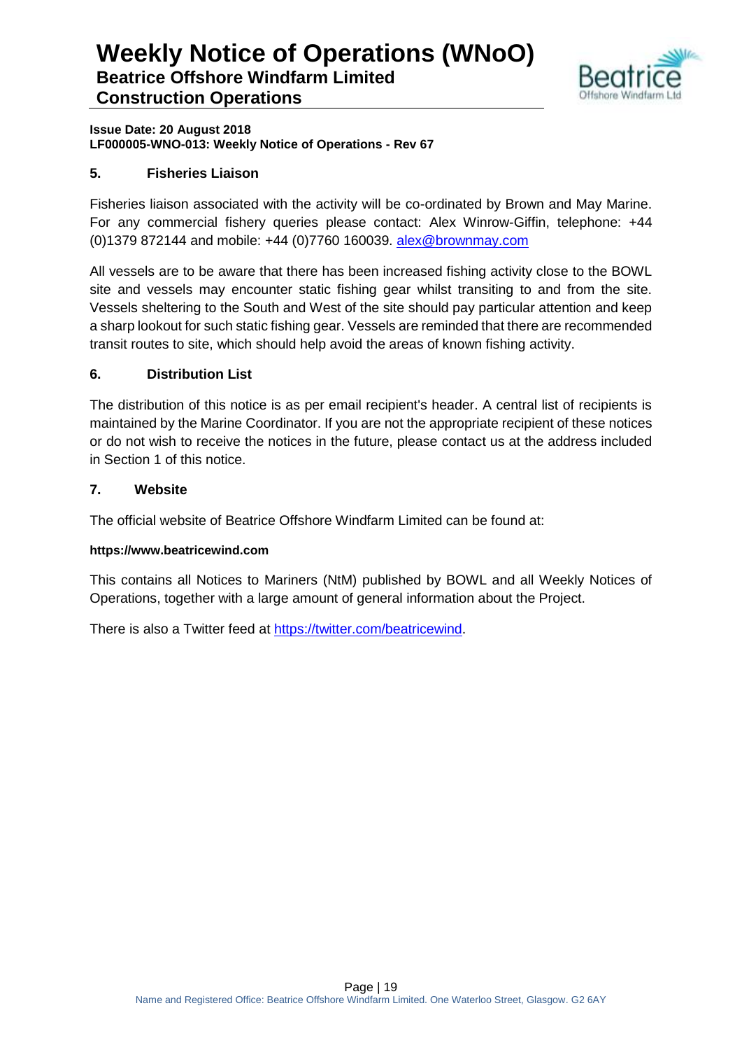## 5. Fisheries Liaison

Fisheries liaison associated with the activity will be co-ordinated by Brown and May Marine. For any commercial fishery queries please contact: Alex Winrow-Giffin, telephone: +44 (0)1379 872144 and mobile: +44 (0)7760 160039. alex@brownmay.com

All vessels are to be aware that there has been increased fishing activity close to the BOWL site and vessels may encounter static fishing gear whilst transiting to and from the site. Vessels sheltering to the South and West of the site should pay particular attention and keep a sharp lookout for such static fishing gear. Vessels are reminded that there are recommended transit routes to site, which should help avoid the areas of known fishing activity.

## 6. Distribution List

The distribution of this notice is as per email recipient's header. A central list of recipients is maintained by the Marine Coordinator. If you are not the appropriate recipient of these notices or do not wish to receive the notices in the future, please contact us at the address included in Section 1 of this notice.

## 7. Website

The official website of Beatrice Offshore Windfarm Limited can be found at:

**https://www.beatricewind.com**

This contains all Notices to Mariners (NtM) published by BOWL and all Weekly Notices of Operations, together with a large amount of general information about the Project.

There is also a Twitter feed at https://twitter.com/beatricewind.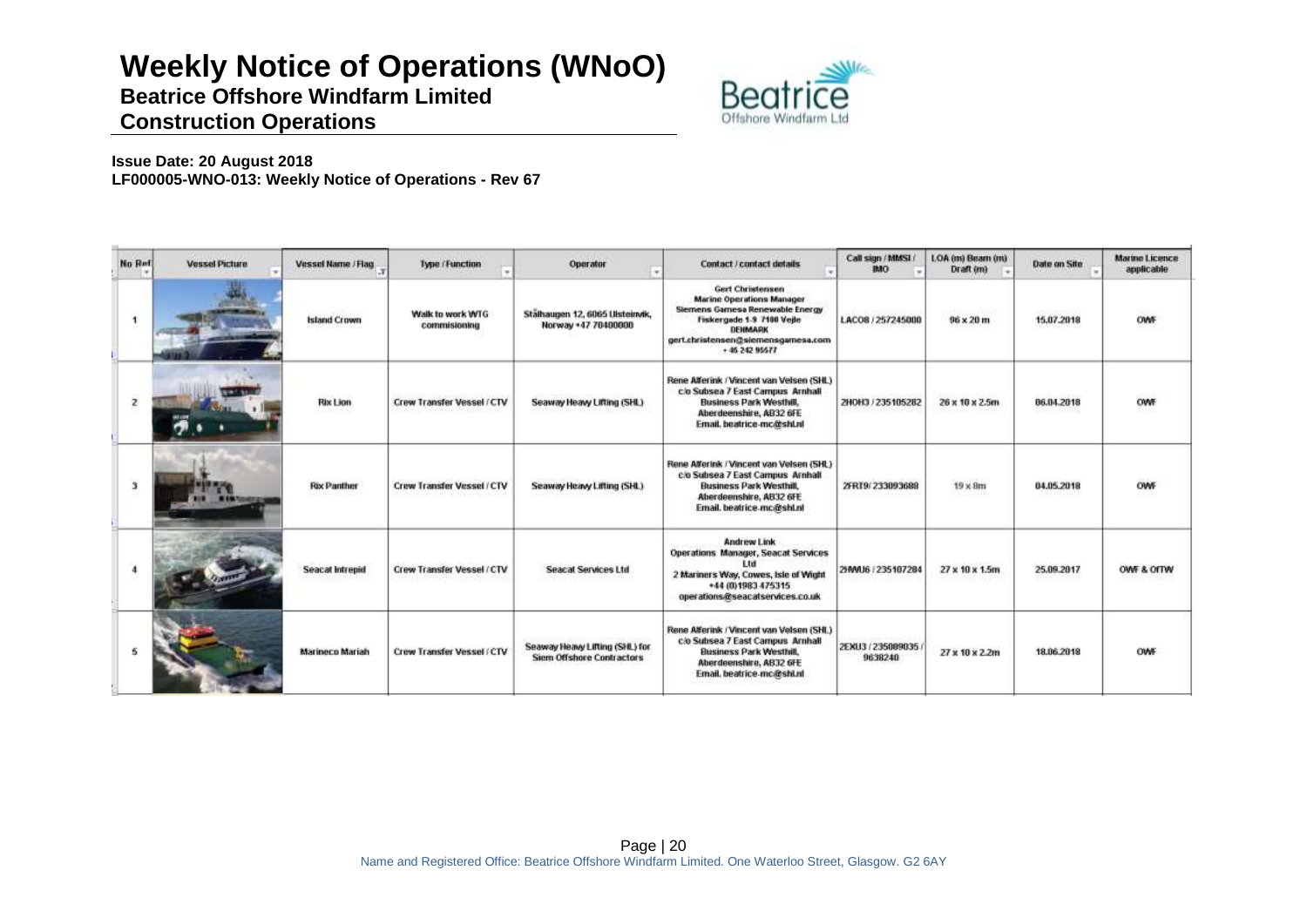# Weekly Notice of Operations (WNoO)

**Beatrice Offshore Windfarm Limited**

**Construction Operations**

**Issue Date: 20 August 2018**

**LF000005-WNO-013: Weekly Notice of Operations - Rev 67**

| No Ref | Vessel Picture | Vessel Name / Flag | Type / Function | Operator | Contact / contact details | Call sign / MMSI / IMO | LOA (m) Beam (m) Draft (m) | Date on Site | Marine Licence applicable |
|---|---|---|---|---|---|---|---|---|---|
| 1 | | Island Crown | Walk to work WTG commisioning | Stålhaugen 12, 6065 Ulsteinvik, Norway +47 70400000 | **Gert Christensen** **Marine Operations Manager** **Siemens Gamesa Renewable Energy** **Fiskergade 1-9 7100 Vejle** **DENMARK** **gert.christensen@siemensgamesa.com** **+ 45 242 95577** | LACO8 / 257245000 | 96 x 20 m | 15.07.2018 | OWF |
| 2 | | Rix Lion | Crew Transfer Vessel / CTV | Seaway Heavy Lifting (SHL) | Rene Alferink / Vincent van Velsen (SHL) c/o Subsea 7 East Campus Arnhall Business Park Westhill, Aberdeenshire, AB32 6FE Email. beatrice-mc@shl.nl | 2HOH3 / 235105282 | 26 x 10 x 2.5m | 06.04.2018 | OWF |
| 3 | | Rix Panther | Crew Transfer Vessel / CTV | Seaway Heavy Lifting (SHL) | Rene Alferink / Vincent van Velsen (SHL) c/o Subsea 7 East Campus Arnhall Business Park Westhill, Aberdeenshire, AB32 6FE Email. beatrice-mc@shl.nl | 2FRT9/ 233093688 | 19 x 8m | 04.05.2018 | OWF |
| 4 | | Seacat Intrepid | Crew Transfer Vessel / CTV | Seacat Services Ltd | **Andrew Link** **Operations Manager, Seacat Services Ltd** 2 Mariners Way, Cowes, Isle of Wight +44 (0)1983 475315 operations@seacatservices.co.uk | 2HWU6 / 235107284 | 27 x 10 x 1.5m | 25.09.2017 | OWF & OfTW |
| 5 | | Marineco Mariah | Crew Transfer Vessel / CTV | Seaway Heavy Lifting (SHL) for Siem Offshore Contractors | Rene Alferink / Vincent van Velsen (SHL) c/o Subsea 7 East Campus Arnhall Business Park Westhill, Aberdeenshire, AB32 6FE Email. beatrice-mc@shl.nl | 2EXU3 / 235089035 / 9638240 | 27 x 10 x 2.2m | 18.06.2018 | OWF |

Name and Registered Office: Beatrice Offshore Windfarm Limited. One Waterloo Street, Glasgow. G2 6AY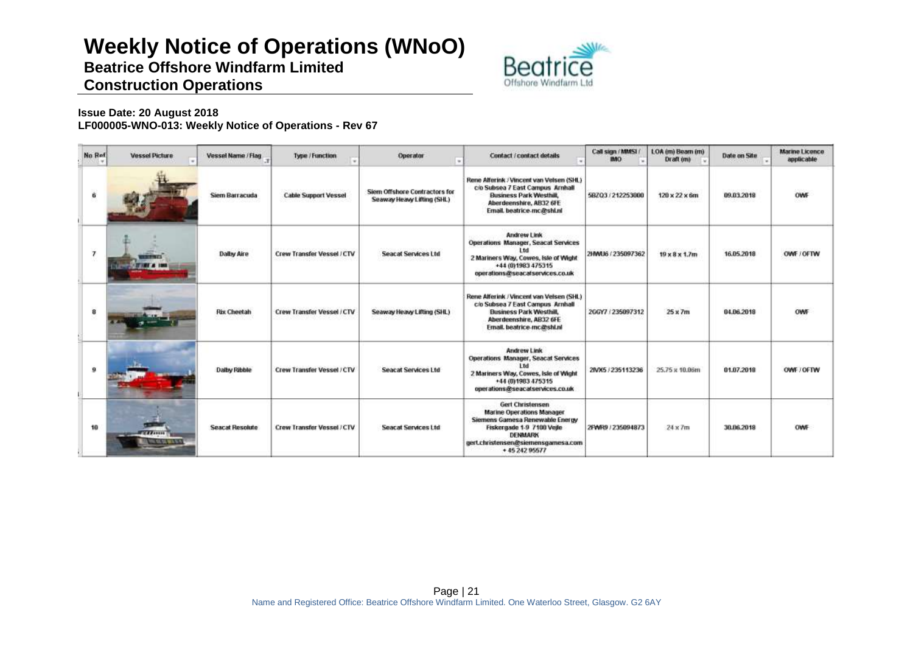# Weekly Notice of Operations (WNoO)

**Beatrice Offshore Windfarm Limited**

**Construction Operations**

**Issue Date: 20 August 2018**

**LF000005-WNO-013: Weekly Notice of Operations - Rev 67**

| No Ref | Vessel Picture | Vessel Name / Flag | Type / Function | Operator | Contact / contact details | Call sign / MMSI / IMO | LOA (m) Beam (m) Draft (m) | Date on Site | Marine Licence applicable |
|---|---|---|---|---|---|---|---|---|---|
| 6 | | Siem Barracuda | Cable Support Vessel | Siem Offshore Contractors for Seaway Heavy Lifting (SHL) | Rene Alferink / Vincent van Velsen (SHL) c/o Subsea 7 East Campus Arnhall Business Park Westhill, Aberdeenshire, AB32 6FE Email. beatrice-mc@shl.nl | 5BZQ3 / 212253000 | 120 x 22 x 6m | 09.03.2018 | OWF |
| 7 | | Dalby Aire | Crew Transfer Vessel / CTV | Seacat Services Ltd | Andrew Link Operations Manager, Seacat Services Ltd 2 Mariners Way, Cowes, Isle of Wight +44 (0)1983 475315 operations@seacatservices.co.uk | 2HWU6 / 235097362 | 19 x 8 x 1.7m | 16.05.2018 | OWF / OFTW |
| 8 | | Rix Cheetah | Crew Transfer Vessel / CTV | Seaway Heavy Lifting (SHL) | Rene Alferink / Vincent van Velsen (SHL) c/o Subsea 7 East Campus Arnhall Business Park Westhill, Aberdeenshire, AB32 6FE Email. beatrice-mc@shl.nl | 2GGY7 / 235097312 | 25 x 7m | 04.06.2018 | OWF |
| 9 | | Dalby Ribble | Crew Transfer Vessel / CTV | Seacat Services Ltd | Andrew Link Operations Manager, Seacat Services Ltd 2 Mariners Way, Cowes, Isle of Wight +44 (0)1983 475315 operations@seacatservices.co.uk | 2IVX5 / 235113236 | 25.75 x 10.06m | 01.07.2018 | OWF / OFTW |
| 10 | | Seacat Resolute | Crew Transfer Vessel / CTV | Seacat Services Ltd | Gert Christensen Marine Operations Manager Siemens Gamesa Renewable Energy Fiskergade 1-9 7100 Vejle DENMARK gert.christensen@siemensgamesa.com + 45 242 95577 | 2FWR9 / 235094873 | 24 x 7m | 30.06.2018 | OWF |

Name and Registered Office: Beatrice Offshore Windfarm Limited. One Waterloo Street, Glasgow. G2 6AY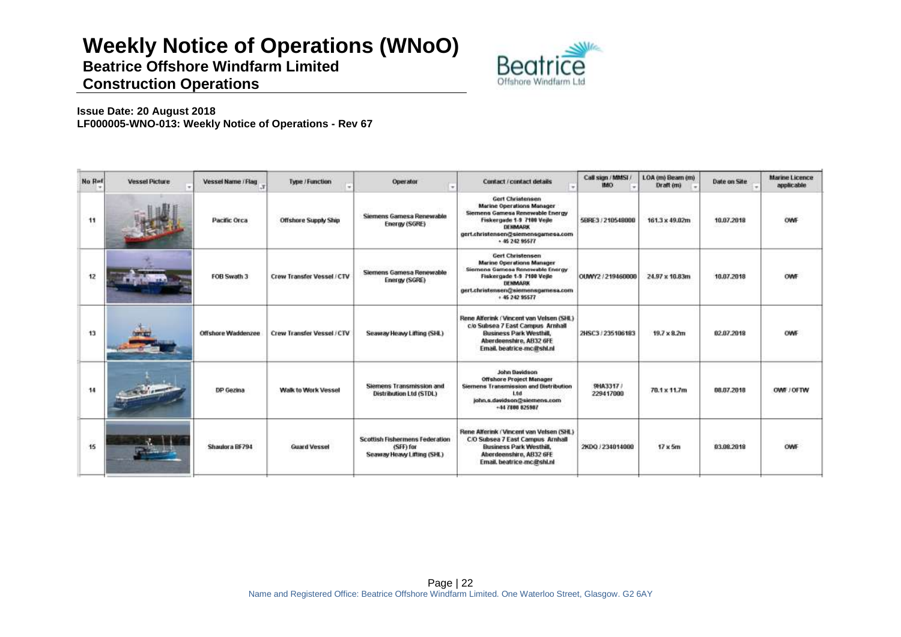# Weekly Notice of Operations (WNoO)

**Beatrice Offshore Windfarm Limited**

**Construction Operations**

**Issue Date: 20 August 2018**
**LF000005-WNO-013: Weekly Notice of Operations - Rev 67**

| No Ref | Vessel Picture | Vessel Name / Flag | Type / Function | Operator | Contact / contact details | Call sign / MMSI / IMO | LOA (m) Beam (m) Draft (m) | Date on Site | Marine Licence applicable |
|---|---|---|---|---|---|---|---|---|---|
| 11 | | Pacific Orca | Offshore Supply Ship | Siemens Gamesa Renewable Energy (SGRE) | Gert Christensen Marine Operations Manager Siemens Gamesa Renewable Energy Fiskergade 1-9 7100 Vejle DENMARK gert.christensen@siemensgamesa.com + 45 242 95577 | 5BRE3 / 210548000 | 161.3 x 49.02m | 10.07.2018 | OWF |
| 12 | | FOB Swath 3 | Crew Transfer Vessel / CTV | Siemens Gamesa Renewable Energy (SGRE) | Gert Christensen Marine Operations Manager Siemens Gamesa Renewable Energy Fiskergade 1-9 7100 Vejle DENMARK gert.christensen@siemensgamesa.com + 45 242 95577 | OUWY2 / 219460000 | 24.97 x 10.83m | 10.07.2018 | OWF |
| 13 | | Offshore Waddenzee | Crew Transfer Vessel / CTV | Seaway Heavy Lifting (SHL) | Rene Alferink / Vincent van Velsen (SHL) c/o Subsea 7 East Campus Arnhall Business Park Westhill, Aberdeenshire, AB32 6FE Email. beatrice-mc@shl.nl | 2HSC3 / 235106183 | 19.7 x 8.2m | 02.07.2018 | OWF |
| 14 | | DP Gezina | Walk to Work Vessel | Siemens Transmission and Distribution Ltd (STDL) | John Davidson Offshore Project Manager Siemens Transmission and Distribution Ltd john.s.davidson@siemens.com +44 7808 825987 | 9HA3317 / 229417000 | 70.1 x 11.7m | 08.07.2018 | OWF / OFTW |
| 15 | | Shaulora BF794 | Guard Vessel | Scottish Fishermens Federation (SFF) for Seaway Heavy Lifting (SHL) | Rene Alferink / Vincent van Velsen (SHL) C/O Subsea 7 East Campus Arnhall Business Park Westhill, Aberdeenshire, AB32 6FE Email. beatrice-mc@shl.nl | 2KDQ / 234014000 | 17 x 5m | 03.08.2018 | OWF |

Name and Registered Office: Beatrice Offshore Windfarm Limited. One Waterloo Street, Glasgow. G2 6AY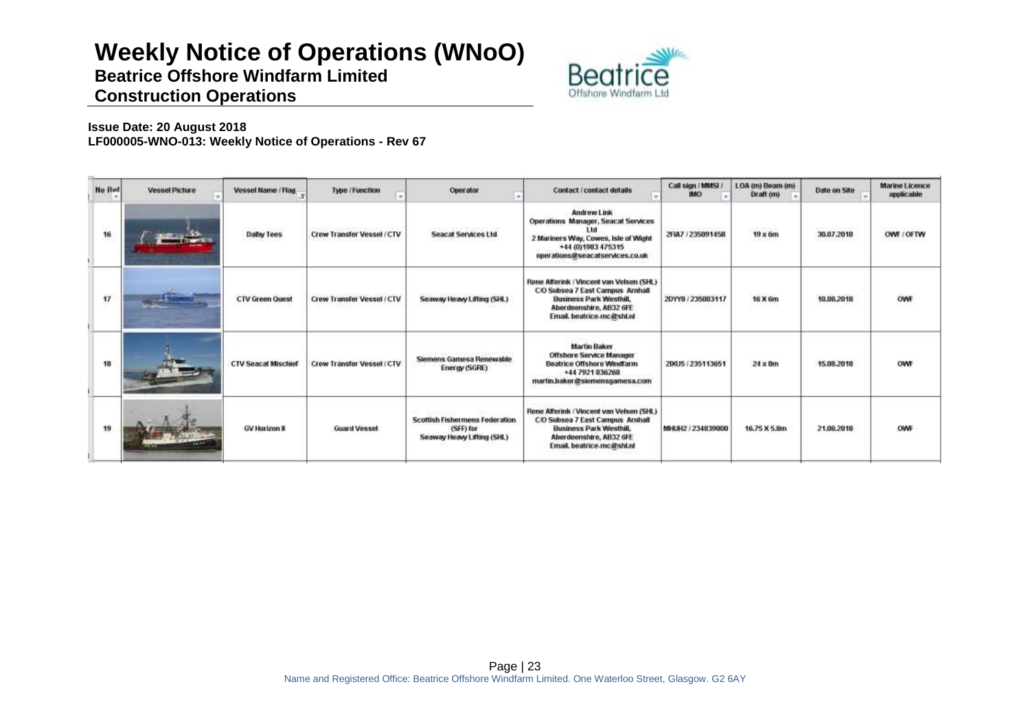# Weekly Notice of Operations (WNoO)

## Beatrice Offshore Windfarm Limited

## Construction Operations

**Issue Date: 20 August 2018**

**LF000005-WNO-013: Weekly Notice of Operations - Rev 67**

| No Ref | Vessel Picture | Vessel Name / Flag | Type / Function | Operator | Contact / contact details | Call sign / MMSI / IMO | LOA (m) Beam (m) Draft (m) | Date on Site | Marine Licence applicable |
|---|---|---|---|---|---|---|---|---|---|
| 16 | | Dalby Tees | Crew Transfer Vessel / CTV | Seacat Services Ltd | Andrew Link Operations Manager, Seacat Services Ltd 2 Mariners Way, Cowes, Isle of Wight +44 (0)1983 475315 operations@seacatservices.co.uk | 2FIA7 / 235091458 | 19 x 6m | 30.07.2018 | OWF / OFTW |
| 17 | | CTV Green Quest | Crew Transfer Vessel / CTV | Seaway Heavy Lifting (SHL) | Rene Alferink / Vincent van Velsen (SHL) C/O Subsea 7 East Campus Arnhall Business Park Westhill, Aberdeenshire, AB32 6FE Email. beatrice-mc@shl.nl | 2DYY8 / 235083117 | 16 X 6m | 10.08.2018 | OWF |
| 18 | | CTV Seacat Mischief | Crew Transfer Vessel / CTV | Siemens Gamesa Renewable Energy (SGRE) | Martin Baker Offshore Service Manager Beatrice Offshore Windfarm +44 7921 836268 martin.baker@siemensgamesa.com | 2DXU5 / 235113651 | 24 x 8m | 15.08.2018 | OWF |
| 19 | | GV Horizon II | Guard Vessel | Scottish Fishermens Federation (SFF) for Seaway Heavy Lifting (SHL) | Rene Alferink / Vincent van Velsen (SHL) C/O Subsea 7 East Campus Arnhall Business Park Westhill, Aberdeenshire, AB32 6FE Email. beatrice-mc@shl.nl | MHUH2 / 234839000 | 16.75 X 5.8m | 21.08.2018 | OWF |

Name and Registered Office: Beatrice Offshore Windfarm Limited. One Waterloo Street, Glasgow. G2 6AY